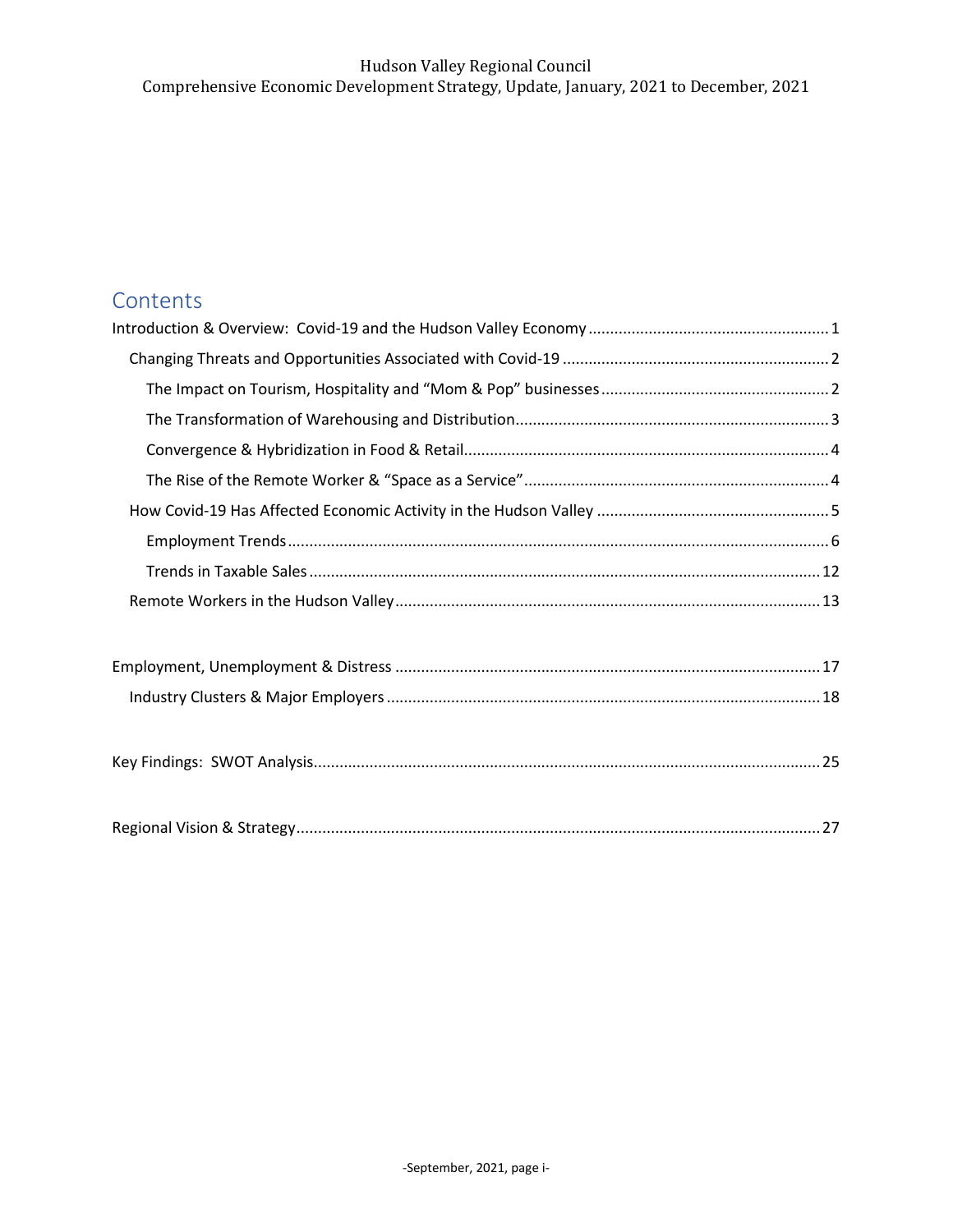# Contents

- Introduction & Overview: Covid-19 and the Hudson Valley Economy ........ 1
  - Changing Threats and Opportunities Associated with Covid-19 ........ 2
    - The Impact on Tourism, Hospitality and "Mom & Pop" businesses ........ 2
    - The Transformation of Warehousing and Distribution ........ 3
    - Convergence & Hybridization in Food & Retail ........ 4
    - The Rise of the Remote Worker & "Space as a Service" ........ 4
  - How Covid-19 Has Affected Economic Activity in the Hudson Valley ........ 5
    - Employment Trends ........ 6
    - Trends in Taxable Sales ........ 12
  - Remote Workers in the Hudson Valley ........ 13
- Employment, Unemployment & Distress ........ 17
  - Industry Clusters & Major Employers ........ 18
- Key Findings: SWOT Analysis ........ 25
- Regional Vision & Strategy ........ 27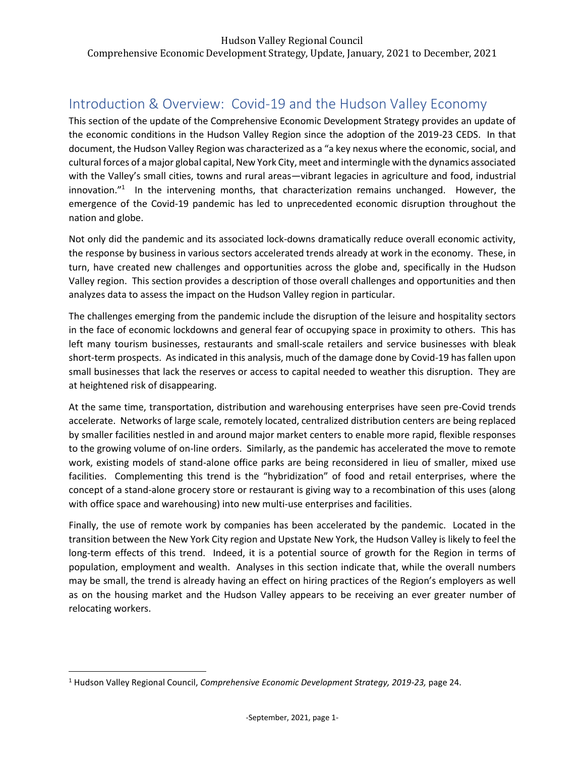## Introduction & Overview: Covid-19 and the Hudson Valley Economy

This section of the update of the Comprehensive Economic Development Strategy provides an update of the economic conditions in the Hudson Valley Region since the adoption of the 2019-23 CEDS. In that document, the Hudson Valley Region was characterized as a "a key nexus where the economic, social, and cultural forces of a major global capital, New York City, meet and intermingle with the dynamics associated with the Valley's small cities, towns and rural areas—vibrant legacies in agriculture and food, industrial innovation."[1] In the intervening months, that characterization remains unchanged. However, the emergence of the Covid-19 pandemic has led to unprecedented economic disruption throughout the nation and globe.

Not only did the pandemic and its associated lock-downs dramatically reduce overall economic activity, the response by business in various sectors accelerated trends already at work in the economy. These, in turn, have created new challenges and opportunities across the globe and, specifically in the Hudson Valley region. This section provides a description of those overall challenges and opportunities and then analyzes data to assess the impact on the Hudson Valley region in particular.

The challenges emerging from the pandemic include the disruption of the leisure and hospitality sectors in the face of economic lockdowns and general fear of occupying space in proximity to others. This has left many tourism businesses, restaurants and small-scale retailers and service businesses with bleak short-term prospects. As indicated in this analysis, much of the damage done by Covid-19 has fallen upon small businesses that lack the reserves or access to capital needed to weather this disruption. They are at heightened risk of disappearing.

At the same time, transportation, distribution and warehousing enterprises have seen pre-Covid trends accelerate. Networks of large scale, remotely located, centralized distribution centers are being replaced by smaller facilities nestled in and around major market centers to enable more rapid, flexible responses to the growing volume of on-line orders. Similarly, as the pandemic has accelerated the move to remote work, existing models of stand-alone office parks are being reconsidered in lieu of smaller, mixed use facilities. Complementing this trend is the "hybridization" of food and retail enterprises, where the concept of a stand-alone grocery store or restaurant is giving way to a recombination of this uses (along with office space and warehousing) into new multi-use enterprises and facilities.

Finally, the use of remote work by companies has been accelerated by the pandemic. Located in the transition between the New York City region and Upstate New York, the Hudson Valley is likely to feel the long-term effects of this trend. Indeed, it is a potential source of growth for the Region in terms of population, employment and wealth. Analyses in this section indicate that, while the overall numbers may be small, the trend is already having an effect on hiring practices of the Region's employers as well as on the housing market and the Hudson Valley appears to be receiving an ever greater number of relocating workers.

[1] Hudson Valley Regional Council, *Comprehensive Economic Development Strategy, 2019-23,* page 24.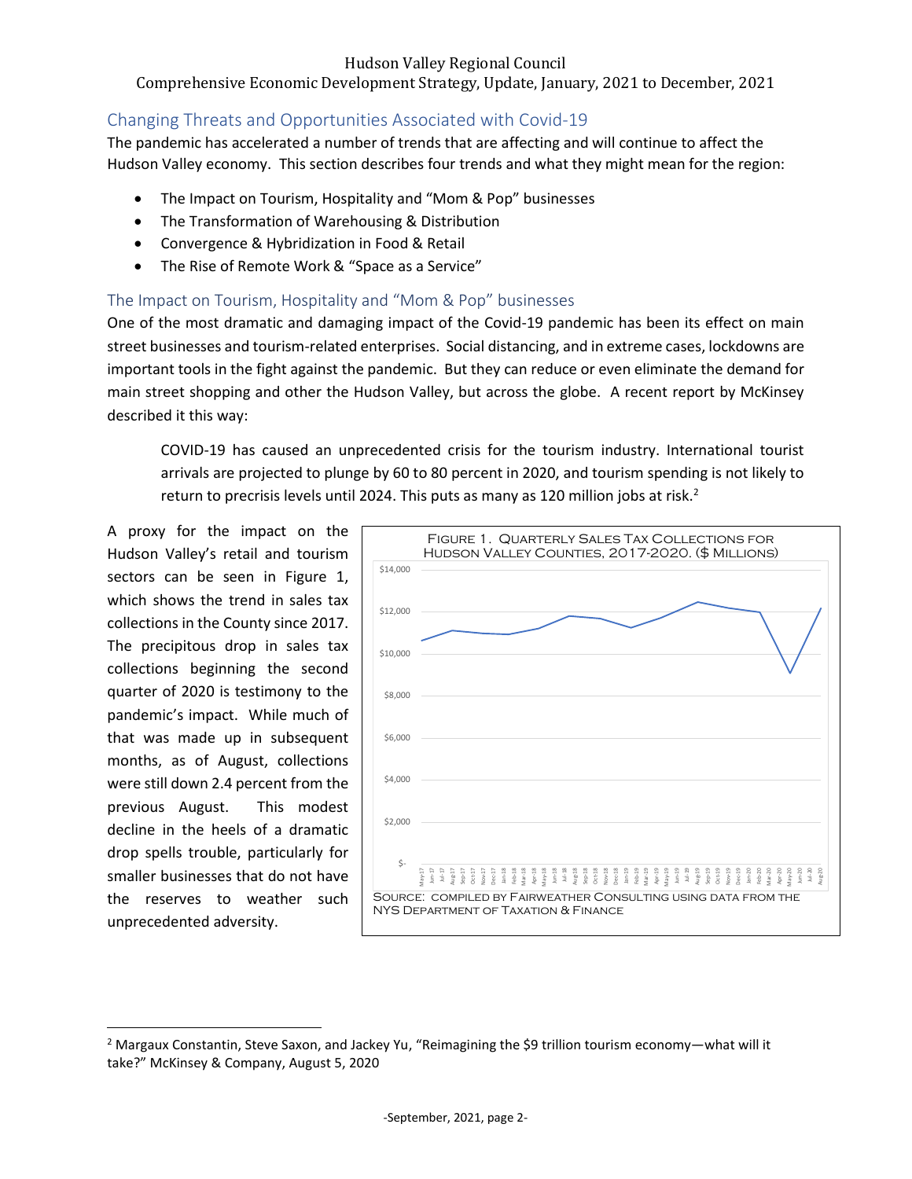## Changing Threats and Opportunities Associated with Covid-19

The pandemic has accelerated a number of trends that are affecting and will continue to affect the Hudson Valley economy. This section describes four trends and what they might mean for the region:

- The Impact on Tourism, Hospitality and "Mom & Pop" businesses
- The Transformation of Warehousing & Distribution
- Convergence & Hybridization in Food & Retail
- The Rise of Remote Work & "Space as a Service"

### The Impact on Tourism, Hospitality and "Mom & Pop" businesses

One of the most dramatic and damaging impact of the Covid-19 pandemic has been its effect on main street businesses and tourism-related enterprises. Social distancing, and in extreme cases, lockdowns are important tools in the fight against the pandemic. But they can reduce or even eliminate the demand for main street shopping and other the Hudson Valley, but across the globe. A recent report by McKinsey described it this way:

> COVID-19 has caused an unprecedented crisis for the tourism industry. International tourist arrivals are projected to plunge by 60 to 80 percent in 2020, and tourism spending is not likely to return to precrisis levels until 2024. This puts as many as 120 million jobs at risk.[2]

A proxy for the impact on the Hudson Valley's retail and tourism sectors can be seen in Figure 1, which shows the trend in sales tax collections in the County since 2017. The precipitous drop in sales tax collections beginning the second quarter of 2020 is testimony to the pandemic's impact. While much of that was made up in subsequent months, as of August, collections were still down 2.4 percent from the previous August. This modest decline in the heels of a dramatic drop spells trouble, particularly for smaller businesses that do not have the reserves to weather such unprecedented adversity.

Figure 1. Quarterly Sales Tax Collections for Hudson Valley Counties, 2017-2020. ($ Millions)

Source: Compiled by Fairweather Consulting using data from the NYS Department of Taxation & Finance

[2] Margaux Constantin, Steve Saxon, and Jackey Yu, "Reimagining the $9 trillion tourism economy—what will it take?" McKinsey & Company, August 5, 2020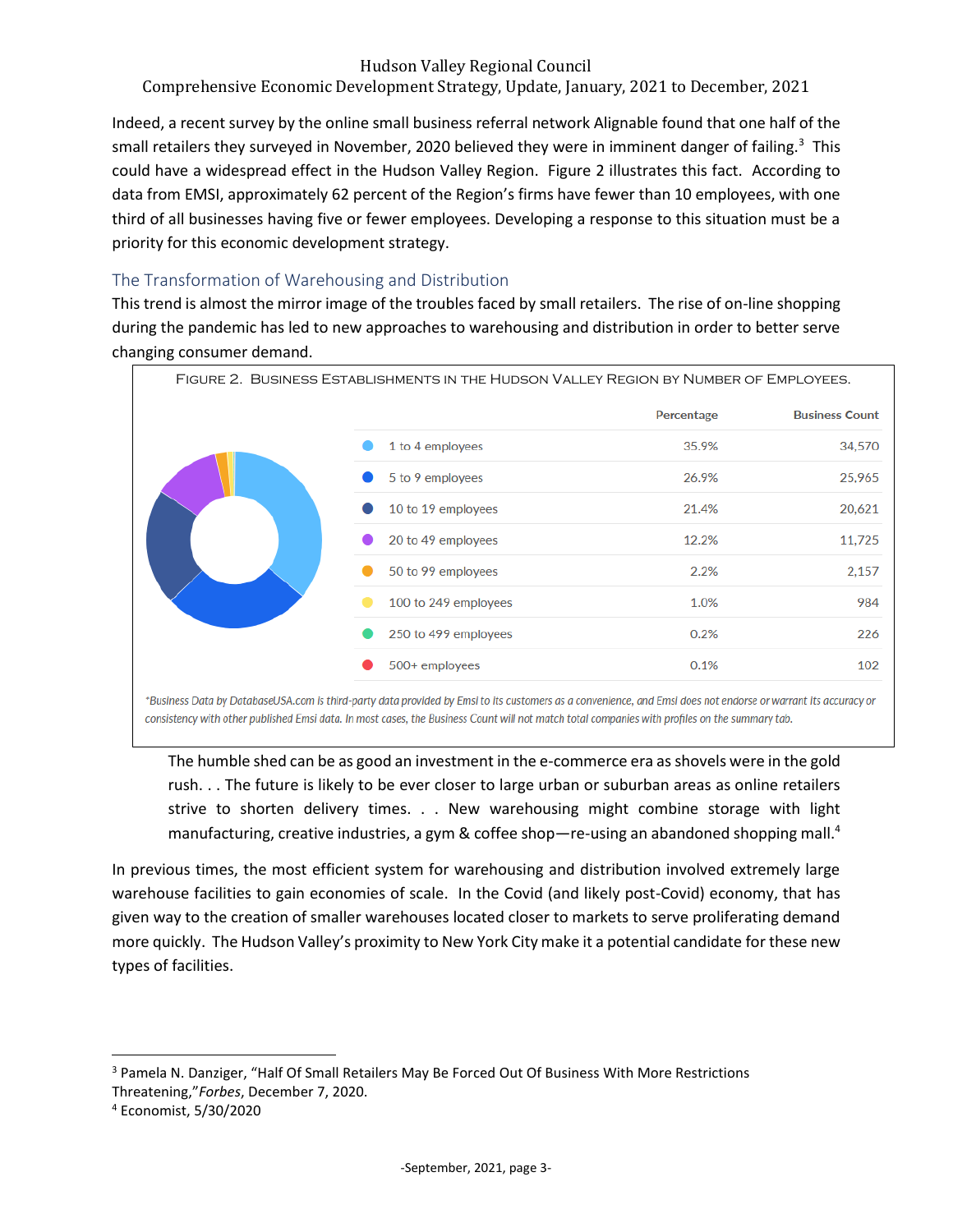Indeed, a recent survey by the online small business referral network Alignable found that one half of the small retailers they surveyed in November, 2020 believed they were in imminent danger of failing.[3] This could have a widespread effect in the Hudson Valley Region. Figure 2 illustrates this fact. According to data from EMSI, approximately 62 percent of the Region's firms have fewer than 10 employees, with one third of all businesses having five or fewer employees. Developing a response to this situation must be a priority for this economic development strategy.

## The Transformation of Warehousing and Distribution

This trend is almost the mirror image of the troubles faced by small retailers. The rise of on-line shopping during the pandemic has led to new approaches to warehousing and distribution in order to better serve changing consumer demand.

FIGURE 2. BUSINESS ESTABLISHMENTS IN THE HUDSON VALLEY REGION BY NUMBER OF EMPLOYEES.

| | Percentage | Business Count |
|---|---|---|
| 1 to 4 employees | 35.9% | 34,570 |
| 5 to 9 employees | 26.9% | 25,965 |
| 10 to 19 employees | 21.4% | 20,621 |
| 20 to 49 employees | 12.2% | 11,725 |
| 50 to 99 employees | 2.2% | 2,157 |
| 100 to 249 employees | 1.0% | 984 |
| 250 to 499 employees | 0.2% | 226 |
| 500+ employees | 0.1% | 102 |

*\*Business Data by DatabaseUSA.com is third-party data provided by Emsi to its customers as a convenience, and Emsi does not endorse or warrant its accuracy or consistency with other published Emsi data. In most cases, the Business Count will not match total companies with profiles on the summary tab.*

> The humble shed can be as good an investment in the e-commerce era as shovels were in the gold rush. . . The future is likely to be ever closer to large urban or suburban areas as online retailers strive to shorten delivery times. . . New warehousing might combine storage with light manufacturing, creative industries, a gym & coffee shop—re-using an abandoned shopping mall.[4]

In previous times, the most efficient system for warehousing and distribution involved extremely large warehouse facilities to gain economies of scale. In the Covid (and likely post-Covid) economy, that has given way to the creation of smaller warehouses located closer to markets to serve proliferating demand more quickly. The Hudson Valley's proximity to New York City make it a potential candidate for these new types of facilities.

---

[3] Pamela N. Danziger, "Half Of Small Retailers May Be Forced Out Of Business With More Restrictions Threatening," *Forbes*, December 7, 2020.

[4] Economist, 5/30/2020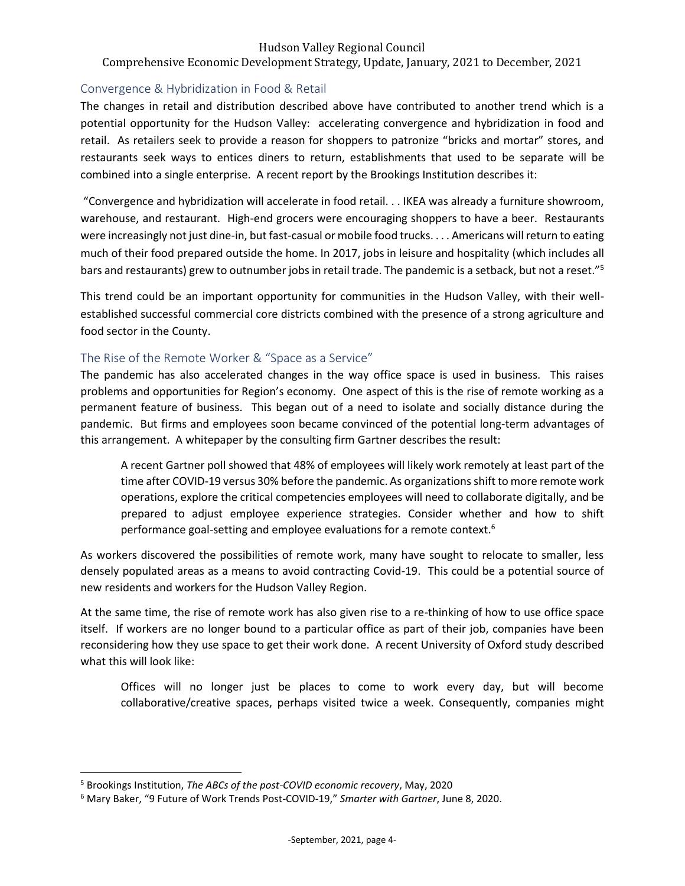## Convergence & Hybridization in Food & Retail

The changes in retail and distribution described above have contributed to another trend which is a potential opportunity for the Hudson Valley: accelerating convergence and hybridization in food and retail. As retailers seek to provide a reason for shoppers to patronize "bricks and mortar" stores, and restaurants seek ways to entices diners to return, establishments that used to be separate will be combined into a single enterprise. A recent report by the Brookings Institution describes it:

"Convergence and hybridization will accelerate in food retail. . . IKEA was already a furniture showroom, warehouse, and restaurant. High-end grocers were encouraging shoppers to have a beer. Restaurants were increasingly not just dine-in, but fast-casual or mobile food trucks. . . . Americans will return to eating much of their food prepared outside the home. In 2017, jobs in leisure and hospitality (which includes all bars and restaurants) grew to outnumber jobs in retail trade. The pandemic is a setback, but not a reset."[5]

This trend could be an important opportunity for communities in the Hudson Valley, with their well-established successful commercial core districts combined with the presence of a strong agriculture and food sector in the County.

## The Rise of the Remote Worker & "Space as a Service"

The pandemic has also accelerated changes in the way office space is used in business. This raises problems and opportunities for Region's economy. One aspect of this is the rise of remote working as a permanent feature of business. This began out of a need to isolate and socially distance during the pandemic. But firms and employees soon became convinced of the potential long-term advantages of this arrangement. A whitepaper by the consulting firm Gartner describes the result:

> A recent Gartner poll showed that 48% of employees will likely work remotely at least part of the time after COVID-19 versus 30% before the pandemic. As organizations shift to more remote work operations, explore the critical competencies employees will need to collaborate digitally, and be prepared to adjust employee experience strategies. Consider whether and how to shift performance goal-setting and employee evaluations for a remote context.[6]

As workers discovered the possibilities of remote work, many have sought to relocate to smaller, less densely populated areas as a means to avoid contracting Covid-19. This could be a potential source of new residents and workers for the Hudson Valley Region.

At the same time, the rise of remote work has also given rise to a re-thinking of how to use office space itself. If workers are no longer bound to a particular office as part of their job, companies have been reconsidering how they use space to get their work done. A recent University of Oxford study described what this will look like:

> Offices will no longer just be places to come to work every day, but will become collaborative/creative spaces, perhaps visited twice a week. Consequently, companies might

---

[5] Brookings Institution, *The ABCs of the post-COVID economic recovery*, May, 2020

[6] Mary Baker, "9 Future of Work Trends Post-COVID-19," *Smarter with Gartner*, June 8, 2020.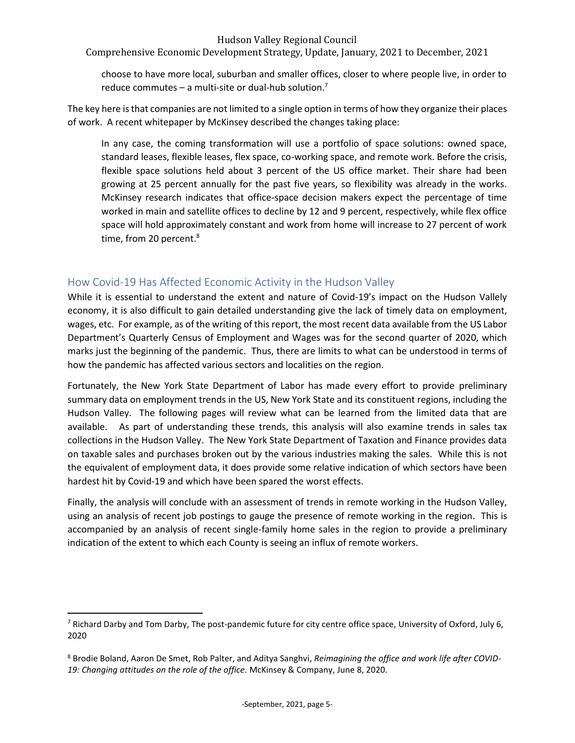choose to have more local, suburban and smaller offices, closer to where people live, in order to reduce commutes – a multi-site or dual-hub solution.[7]

The key here is that companies are not limited to a single option in terms of how they organize their places of work. A recent whitepaper by McKinsey described the changes taking place:

> In any case, the coming transformation will use a portfolio of space solutions: owned space, standard leases, flexible leases, flex space, co-working space, and remote work. Before the crisis, flexible space solutions held about 3 percent of the US office market. Their share had been growing at 25 percent annually for the past five years, so flexibility was already in the works. McKinsey research indicates that office-space decision makers expect the percentage of time worked in main and satellite offices to decline by 12 and 9 percent, respectively, while flex office space will hold approximately constant and work from home will increase to 27 percent of work time, from 20 percent.[8]

## How Covid-19 Has Affected Economic Activity in the Hudson Valley

While it is essential to understand the extent and nature of Covid-19's impact on the Hudson Vallely economy, it is also difficult to gain detailed understanding give the lack of timely data on employment, wages, etc. For example, as of the writing of this report, the most recent data available from the US Labor Department's Quarterly Census of Employment and Wages was for the second quarter of 2020, which marks just the beginning of the pandemic. Thus, there are limits to what can be understood in terms of how the pandemic has affected various sectors and localities on the region.

Fortunately, the New York State Department of Labor has made every effort to provide preliminary summary data on employment trends in the US, New York State and its constituent regions, including the Hudson Valley. The following pages will review what can be learned from the limited data that are available. As part of understanding these trends, this analysis will also examine trends in sales tax collections in the Hudson Valley. The New York State Department of Taxation and Finance provides data on taxable sales and purchases broken out by the various industries making the sales. While this is not the equivalent of employment data, it does provide some relative indication of which sectors have been hardest hit by Covid-19 and which have been spared the worst effects.

Finally, the analysis will conclude with an assessment of trends in remote working in the Hudson Valley, using an analysis of recent job postings to gauge the presence of remote working in the region. This is accompanied by an analysis of recent single-family home sales in the region to provide a preliminary indication of the extent to which each County is seeing an influx of remote workers.

---

[7] Richard Darby and Tom Darby, The post-pandemic future for city centre office space, University of Oxford, July 6, 2020

[8] Brodie Boland, Aaron De Smet, Rob Palter, and Aditya Sanghvi, *Reimagining the office and work life after COVID-19: Changing attitudes on the role of the office.* McKinsey & Company, June 8, 2020.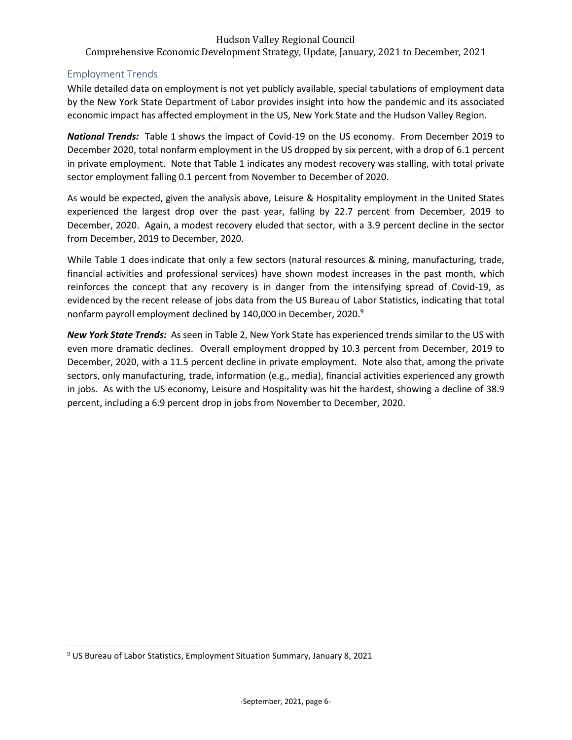## Employment Trends

While detailed data on employment is not yet publicly available, special tabulations of employment data by the New York State Department of Labor provides insight into how the pandemic and its associated economic impact has affected employment in the US, New York State and the Hudson Valley Region.

***National Trends:*** Table 1 shows the impact of Covid-19 on the US economy. From December 2019 to December 2020, total nonfarm employment in the US dropped by six percent, with a drop of 6.1 percent in private employment. Note that Table 1 indicates any modest recovery was stalling, with total private sector employment falling 0.1 percent from November to December of 2020.

As would be expected, given the analysis above, Leisure & Hospitality employment in the United States experienced the largest drop over the past year, falling by 22.7 percent from December, 2019 to December, 2020. Again, a modest recovery eluded that sector, with a 3.9 percent decline in the sector from December, 2019 to December, 2020.

While Table 1 does indicate that only a few sectors (natural resources & mining, manufacturing, trade, financial activities and professional services) have shown modest increases in the past month, which reinforces the concept that any recovery is in danger from the intensifying spread of Covid-19, as evidenced by the recent release of jobs data from the US Bureau of Labor Statistics, indicating that total nonfarm payroll employment declined by 140,000 in December, 2020.[9]

***New York State Trends:*** As seen in Table 2, New York State has experienced trends similar to the US with even more dramatic declines. Overall employment dropped by 10.3 percent from December, 2019 to December, 2020, with a 11.5 percent decline in private employment. Note also that, among the private sectors, only manufacturing, trade, information (e.g., media), financial activities experienced any growth in jobs. As with the US economy, Leisure and Hospitality was hit the hardest, showing a decline of 38.9 percent, including a 6.9 percent drop in jobs from November to December, 2020.

[9] US Bureau of Labor Statistics, Employment Situation Summary, January 8, 2021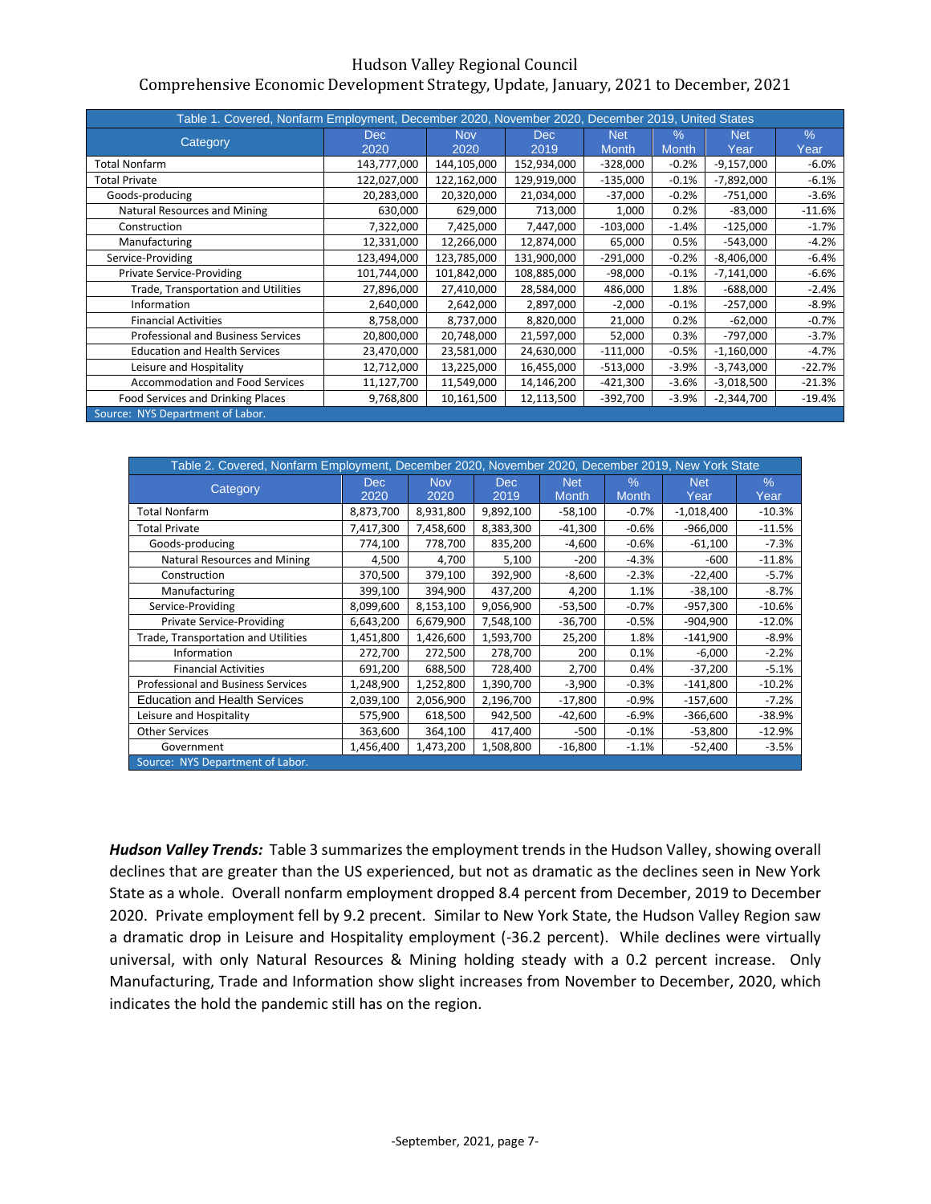Table 1. Covered, Nonfarm Employment, December 2020, November 2020, December 2019, United States

| Category | Dec 2020 | Nov 2020 | Dec 2019 | Net Month | % Month | Net Year | % Year |
|---|---|---|---|---|---|---|---|
| Total Nonfarm | 143,777,000 | 144,105,000 | 152,934,000 | -328,000 | -0.2% | -9,157,000 | -6.0% |
| Total Private | 122,027,000 | 122,162,000 | 129,919,000 | -135,000 | -0.1% | -7,892,000 | -6.1% |
| Goods-producing | 20,283,000 | 20,320,000 | 21,034,000 | -37,000 | -0.2% | -751,000 | -3.6% |
| Natural Resources and Mining | 630,000 | 629,000 | 713,000 | 1,000 | 0.2% | -83,000 | -11.6% |
| Construction | 7,322,000 | 7,425,000 | 7,447,000 | -103,000 | -1.4% | -125,000 | -1.7% |
| Manufacturing | 12,331,000 | 12,266,000 | 12,874,000 | 65,000 | 0.5% | -543,000 | -4.2% |
| Service-Providing | 123,494,000 | 123,785,000 | 131,900,000 | -291,000 | -0.2% | -8,406,000 | -6.4% |
| Private Service-Providing | 101,744,000 | 101,842,000 | 108,885,000 | -98,000 | -0.1% | -7,141,000 | -6.6% |
| Trade, Transportation and Utilities | 27,896,000 | 27,410,000 | 28,584,000 | 486,000 | 1.8% | -688,000 | -2.4% |
| Information | 2,640,000 | 2,642,000 | 2,897,000 | -2,000 | -0.1% | -257,000 | -8.9% |
| Financial Activities | 8,758,000 | 8,737,000 | 8,820,000 | 21,000 | 0.2% | -62,000 | -0.7% |
| Professional and Business Services | 20,800,000 | 20,748,000 | 21,597,000 | 52,000 | 0.3% | -797,000 | -3.7% |
| Education and Health Services | 23,470,000 | 23,581,000 | 24,630,000 | -111,000 | -0.5% | -1,160,000 | -4.7% |
| Leisure and Hospitality | 12,712,000 | 13,225,000 | 16,455,000 | -513,000 | -3.9% | -3,743,000 | -22.7% |
| Accommodation and Food Services | 11,127,700 | 11,549,000 | 14,146,200 | -421,300 | -3.6% | -3,018,500 | -21.3% |
| Food Services and Drinking Places | 9,768,800 | 10,161,500 | 12,113,500 | -392,700 | -3.9% | -2,344,700 | -19.4% |

Source: NYS Department of Labor.

Table 2. Covered, Nonfarm Employment, December 2020, November 2020, December 2019, New York State

| Category | Dec 2020 | Nov 2020 | Dec 2019 | Net Month | % Month | Net Year | % Year |
|---|---|---|---|---|---|---|---|
| Total Nonfarm | 8,873,700 | 8,931,800 | 9,892,100 | -58,100 | -0.7% | -1,018,400 | -10.3% |
| Total Private | 7,417,300 | 7,458,600 | 8,383,300 | -41,300 | -0.6% | -966,000 | -11.5% |
| Goods-producing | 774,100 | 778,700 | 835,200 | -4,600 | -0.6% | -61,100 | -7.3% |
| Natural Resources and Mining | 4,500 | 4,700 | 5,100 | -200 | -4.3% | -600 | -11.8% |
| Construction | 370,500 | 379,100 | 392,900 | -8,600 | -2.3% | -22,400 | -5.7% |
| Manufacturing | 399,100 | 394,900 | 437,200 | 4,200 | 1.1% | -38,100 | -8.7% |
| Service-Providing | 8,099,600 | 8,153,100 | 9,056,900 | -53,500 | -0.7% | -957,300 | -10.6% |
| Private Service-Providing | 6,643,200 | 6,679,900 | 7,548,100 | -36,700 | -0.5% | -904,900 | -12.0% |
| Trade, Transportation and Utilities | 1,451,800 | 1,426,600 | 1,593,700 | 25,200 | 1.8% | -141,900 | -8.9% |
| Information | 272,700 | 272,500 | 278,700 | 200 | 0.1% | -6,000 | -2.2% |
| Financial Activities | 691,200 | 688,500 | 728,400 | 2,700 | 0.4% | -37,200 | -5.1% |
| Professional and Business Services | 1,248,900 | 1,252,800 | 1,390,700 | -3,900 | -0.3% | -141,800 | -10.2% |
| Education and Health Services | 2,039,100 | 2,056,900 | 2,196,700 | -17,800 | -0.9% | -157,600 | -7.2% |
| Leisure and Hospitality | 575,900 | 618,500 | 942,500 | -42,600 | -6.9% | -366,600 | -38.9% |
| Other Services | 363,600 | 364,100 | 417,400 | -500 | -0.1% | -53,800 | -12.9% |
| Government | 1,456,400 | 1,473,200 | 1,508,800 | -16,800 | -1.1% | -52,400 | -3.5% |

Source: NYS Department of Labor.

***Hudson Valley Trends:*** Table 3 summarizes the employment trends in the Hudson Valley, showing overall declines that are greater than the US experienced, but not as dramatic as the declines seen in New York State as a whole. Overall nonfarm employment dropped 8.4 percent from December, 2019 to December 2020. Private employment fell by 9.2 precent. Similar to New York State, the Hudson Valley Region saw a dramatic drop in Leisure and Hospitality employment (-36.2 percent). While declines were virtually universal, with only Natural Resources & Mining holding steady with a 0.2 percent increase. Only Manufacturing, Trade and Information show slight increases from November to December, 2020, which indicates the hold the pandemic still has on the region.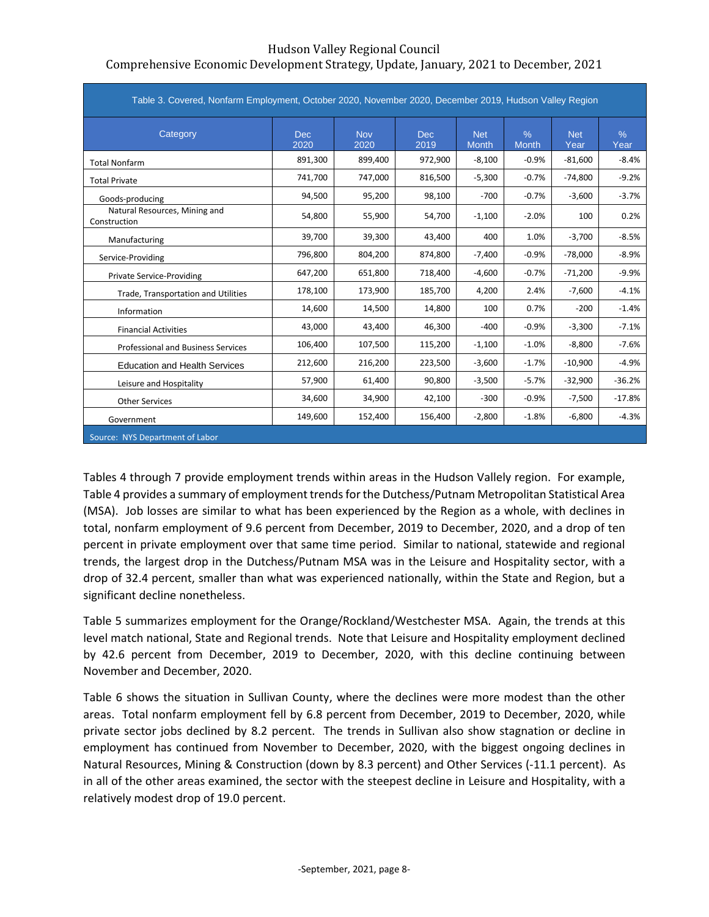Table 3. Covered, Nonfarm Employment, October 2020, November 2020, December 2019, Hudson Valley Region

| Category | Dec 2020 | Nov 2020 | Dec 2019 | Net Month | % Month | Net Year | % Year |
|---|---|---|---|---|---|---|---|
| Total Nonfarm | 891,300 | 899,400 | 972,900 | -8,100 | -0.9% | -81,600 | -8.4% |
| Total Private | 741,700 | 747,000 | 816,500 | -5,300 | -0.7% | -74,800 | -9.2% |
| Goods-producing | 94,500 | 95,200 | 98,100 | -700 | -0.7% | -3,600 | -3.7% |
| Natural Resources, Mining and Construction | 54,800 | 55,900 | 54,700 | -1,100 | -2.0% | 100 | 0.2% |
| Manufacturing | 39,700 | 39,300 | 43,400 | 400 | 1.0% | -3,700 | -8.5% |
| Service-Providing | 796,800 | 804,200 | 874,800 | -7,400 | -0.9% | -78,000 | -8.9% |
| Private Service-Providing | 647,200 | 651,800 | 718,400 | -4,600 | -0.7% | -71,200 | -9.9% |
| Trade, Transportation and Utilities | 178,100 | 173,900 | 185,700 | 4,200 | 2.4% | -7,600 | -4.1% |
| Information | 14,600 | 14,500 | 14,800 | 100 | 0.7% | -200 | -1.4% |
| Financial Activities | 43,000 | 43,400 | 46,300 | -400 | -0.9% | -3,300 | -7.1% |
| Professional and Business Services | 106,400 | 107,500 | 115,200 | -1,100 | -1.0% | -8,800 | -7.6% |
| Education and Health Services | 212,600 | 216,200 | 223,500 | -3,600 | -1.7% | -10,900 | -4.9% |
| Leisure and Hospitality | 57,900 | 61,400 | 90,800 | -3,500 | -5.7% | -32,900 | -36.2% |
| Other Services | 34,600 | 34,900 | 42,100 | -300 | -0.9% | -7,500 | -17.8% |
| Government | 149,600 | 152,400 | 156,400 | -2,800 | -1.8% | -6,800 | -4.3% |

Source: NYS Department of Labor

Tables 4 through 7 provide employment trends within areas in the Hudson Vallely region. For example, Table 4 provides a summary of employment trends for the Dutchess/Putnam Metropolitan Statistical Area (MSA). Job losses are similar to what has been experienced by the Region as a whole, with declines in total, nonfarm employment of 9.6 percent from December, 2019 to December, 2020, and a drop of ten percent in private employment over that same time period. Similar to national, statewide and regional trends, the largest drop in the Dutchess/Putnam MSA was in the Leisure and Hospitality sector, with a drop of 32.4 percent, smaller than what was experienced nationally, within the State and Region, but a significant decline nonetheless.

Table 5 summarizes employment for the Orange/Rockland/Westchester MSA. Again, the trends at this level match national, State and Regional trends. Note that Leisure and Hospitality employment declined by 42.6 percent from December, 2019 to December, 2020, with this decline continuing between November and December, 2020.

Table 6 shows the situation in Sullivan County, where the declines were more modest than the other areas. Total nonfarm employment fell by 6.8 percent from December, 2019 to December, 2020, while private sector jobs declined by 8.2 percent. The trends in Sullivan also show stagnation or decline in employment has continued from November to December, 2020, with the biggest ongoing declines in Natural Resources, Mining & Construction (down by 8.3 percent) and Other Services (-11.1 percent). As in all of the other areas examined, the sector with the steepest decline in Leisure and Hospitality, with a relatively modest drop of 19.0 percent.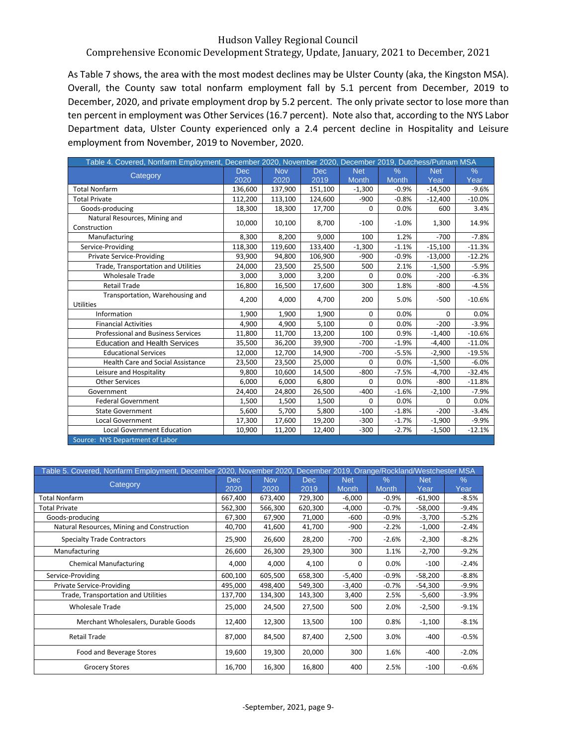As Table 7 shows, the area with the most modest declines may be Ulster County (aka, the Kingston MSA). Overall, the County saw total nonfarm employment fall by 5.1 percent from December, 2019 to December, 2020, and private employment drop by 5.2 percent. The only private sector to lose more than ten percent in employment was Other Services (16.7 percent). Note also that, according to the NYS Labor Department data, Ulster County experienced only a 2.4 percent decline in Hospitality and Leisure employment from November, 2019 to November, 2020.

Table 4. Covered, Nonfarm Employment, December 2020, November 2020, December 2019, Dutchess/Putnam MSA

| Category | Dec 2020 | Nov 2020 | Dec 2019 | Net Month | % Month | Net Year | % Year |
|---|---|---|---|---|---|---|---|
| Total Nonfarm | 136,600 | 137,900 | 151,100 | -1,300 | -0.9% | -14,500 | -9.6% |
| Total Private | 112,200 | 113,100 | 124,600 | -900 | -0.8% | -12,400 | -10.0% |
| Goods-producing | 18,300 | 18,300 | 17,700 | 0 | 0.0% | 600 | 3.4% |
| Natural Resources, Mining and Construction | 10,000 | 10,100 | 8,700 | -100 | -1.0% | 1,300 | 14.9% |
| Manufacturing | 8,300 | 8,200 | 9,000 | 100 | 1.2% | -700 | -7.8% |
| Service-Providing | 118,300 | 119,600 | 133,400 | -1,300 | -1.1% | -15,100 | -11.3% |
| Private Service-Providing | 93,900 | 94,800 | 106,900 | -900 | -0.9% | -13,000 | -12.2% |
| Trade, Transportation and Utilities | 24,000 | 23,500 | 25,500 | 500 | 2.1% | -1,500 | -5.9% |
| Wholesale Trade | 3,000 | 3,000 | 3,200 | 0 | 0.0% | -200 | -6.3% |
| Retail Trade | 16,800 | 16,500 | 17,600 | 300 | 1.8% | -800 | -4.5% |
| Transportation, Warehousing and Utilities | 4,200 | 4,000 | 4,700 | 200 | 5.0% | -500 | -10.6% |
| Information | 1,900 | 1,900 | 1,900 | 0 | 0.0% | 0 | 0.0% |
| Financial Activities | 4,900 | 4,900 | 5,100 | 0 | 0.0% | -200 | -3.9% |
| Professional and Business Services | 11,800 | 11,700 | 13,200 | 100 | 0.9% | -1,400 | -10.6% |
| Education and Health Services | 35,500 | 36,200 | 39,900 | -700 | -1.9% | -4,400 | -11.0% |
| Educational Services | 12,000 | 12,700 | 14,900 | -700 | -5.5% | -2,900 | -19.5% |
| Health Care and Social Assistance | 23,500 | 23,500 | 25,000 | 0 | 0.0% | -1,500 | -6.0% |
| Leisure and Hospitality | 9,800 | 10,600 | 14,500 | -800 | -7.5% | -4,700 | -32.4% |
| Other Services | 6,000 | 6,000 | 6,800 | 0 | 0.0% | -800 | -11.8% |
| Government | 24,400 | 24,800 | 26,500 | -400 | -1.6% | -2,100 | -7.9% |
| Federal Government | 1,500 | 1,500 | 1,500 | 0 | 0.0% | 0 | 0.0% |
| State Government | 5,600 | 5,700 | 5,800 | -100 | -1.8% | -200 | -3.4% |
| Local Government | 17,300 | 17,600 | 19,200 | -300 | -1.7% | -1,900 | -9.9% |
| Local Government Education | 10,900 | 11,200 | 12,400 | -300 | -2.7% | -1,500 | -12.1% |

Source: NYS Department of Labor

Table 5. Covered, Nonfarm Employment, December 2020, November 2020, December 2019, Orange/Rockland/Westchester MSA

| Category | Dec 2020 | Nov 2020 | Dec 2019 | Net Month | % Month | Net Year | % Year |
|---|---|---|---|---|---|---|---|
| Total Nonfarm | 667,400 | 673,400 | 729,300 | -6,000 | -0.9% | -61,900 | -8.5% |
| Total Private | 562,300 | 566,300 | 620,300 | -4,000 | -0.7% | -58,000 | -9.4% |
| Goods-producing | 67,300 | 67,900 | 71,000 | -600 | -0.9% | -3,700 | -5.2% |
| Natural Resources, Mining and Construction | 40,700 | 41,600 | 41,700 | -900 | -2.2% | -1,000 | -2.4% |
| Specialty Trade Contractors | 25,900 | 26,600 | 28,200 | -700 | -2.6% | -2,300 | -8.2% |
| Manufacturing | 26,600 | 26,300 | 29,300 | 300 | 1.1% | -2,700 | -9.2% |
| Chemical Manufacturing | 4,000 | 4,000 | 4,100 | 0 | 0.0% | -100 | -2.4% |
| Service-Providing | 600,100 | 605,500 | 658,300 | -5,400 | -0.9% | -58,200 | -8.8% |
| Private Service-Providing | 495,000 | 498,400 | 549,300 | -3,400 | -0.7% | -54,300 | -9.9% |
| Trade, Transportation and Utilities | 137,700 | 134,300 | 143,300 | 3,400 | 2.5% | -5,600 | -3.9% |
| Wholesale Trade | 25,000 | 24,500 | 27,500 | 500 | 2.0% | -2,500 | -9.1% |
| Merchant Wholesalers, Durable Goods | 12,400 | 12,300 | 13,500 | 100 | 0.8% | -1,100 | -8.1% |
| Retail Trade | 87,000 | 84,500 | 87,400 | 2,500 | 3.0% | -400 | -0.5% |
| Food and Beverage Stores | 19,600 | 19,300 | 20,000 | 300 | 1.6% | -400 | -2.0% |
| Grocery Stores | 16,700 | 16,300 | 16,800 | 400 | 2.5% | -100 | -0.6% |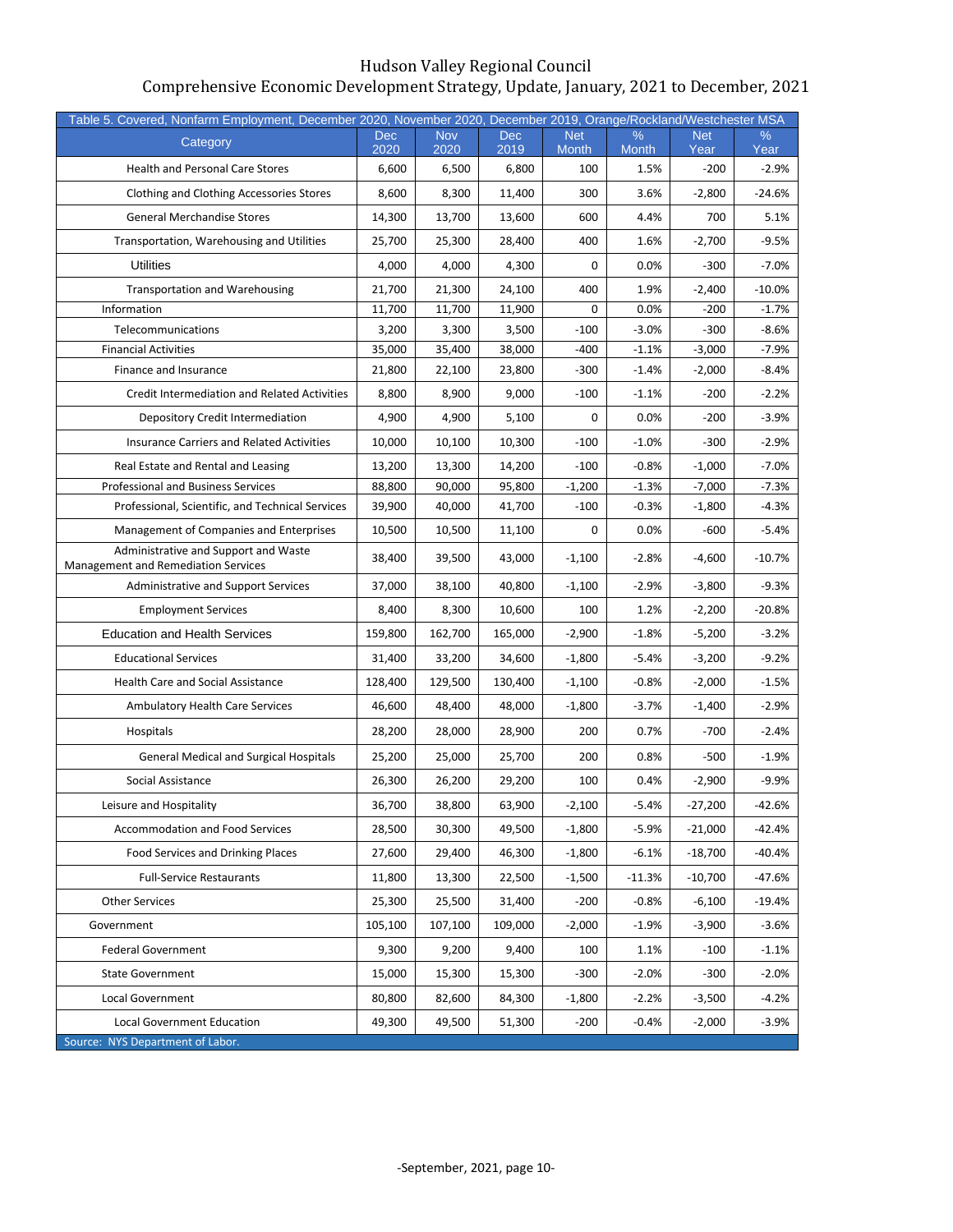# Hudson Valley Regional Council

## Comprehensive Economic Development Strategy, Update, January, 2021 to December, 2021

| Table 5. Covered, Nonfarm Employment, December 2020, November 2020, December 2019, Orange/Rockland/Westchester MSA | | | | | | | |
|---|---|---|---|---|---|---|---|
| Category | Dec 2020 | Nov 2020 | Dec 2019 | Net Month | % Month | Net Year | % Year |
| Health and Personal Care Stores | 6,600 | 6,500 | 6,800 | 100 | 1.5% | -200 | -2.9% |
| Clothing and Clothing Accessories Stores | 8,600 | 8,300 | 11,400 | 300 | 3.6% | -2,800 | -24.6% |
| General Merchandise Stores | 14,300 | 13,700 | 13,600 | 600 | 4.4% | 700 | 5.1% |
| Transportation, Warehousing and Utilities | 25,700 | 25,300 | 28,400 | 400 | 1.6% | -2,700 | -9.5% |
| Utilities | 4,000 | 4,000 | 4,300 | 0 | 0.0% | -300 | -7.0% |
| Transportation and Warehousing | 21,700 | 21,300 | 24,100 | 400 | 1.9% | -2,400 | -10.0% |
| Information | 11,700 | 11,700 | 11,900 | 0 | 0.0% | -200 | -1.7% |
| Telecommunications | 3,200 | 3,300 | 3,500 | -100 | -3.0% | -300 | -8.6% |
| Financial Activities | 35,000 | 35,400 | 38,000 | -400 | -1.1% | -3,000 | -7.9% |
| Finance and Insurance | 21,800 | 22,100 | 23,800 | -300 | -1.4% | -2,000 | -8.4% |
| Credit Intermediation and Related Activities | 8,800 | 8,900 | 9,000 | -100 | -1.1% | -200 | -2.2% |
| Depository Credit Intermediation | 4,900 | 4,900 | 5,100 | 0 | 0.0% | -200 | -3.9% |
| Insurance Carriers and Related Activities | 10,000 | 10,100 | 10,300 | -100 | -1.0% | -300 | -2.9% |
| Real Estate and Rental and Leasing | 13,200 | 13,300 | 14,200 | -100 | -0.8% | -1,000 | -7.0% |
| Professional and Business Services | 88,800 | 90,000 | 95,800 | -1,200 | -1.3% | -7,000 | -7.3% |
| Professional, Scientific, and Technical Services | 39,900 | 40,000 | 41,700 | -100 | -0.3% | -1,800 | -4.3% |
| Management of Companies and Enterprises | 10,500 | 10,500 | 11,100 | 0 | 0.0% | -600 | -5.4% |
| Administrative and Support and Waste Management and Remediation Services | 38,400 | 39,500 | 43,000 | -1,100 | -2.8% | -4,600 | -10.7% |
| Administrative and Support Services | 37,000 | 38,100 | 40,800 | -1,100 | -2.9% | -3,800 | -9.3% |
| Employment Services | 8,400 | 8,300 | 10,600 | 100 | 1.2% | -2,200 | -20.8% |
| Education and Health Services | 159,800 | 162,700 | 165,000 | -2,900 | -1.8% | -5,200 | -3.2% |
| Educational Services | 31,400 | 33,200 | 34,600 | -1,800 | -5.4% | -3,200 | -9.2% |
| Health Care and Social Assistance | 128,400 | 129,500 | 130,400 | -1,100 | -0.8% | -2,000 | -1.5% |
| Ambulatory Health Care Services | 46,600 | 48,400 | 48,000 | -1,800 | -3.7% | -1,400 | -2.9% |
| Hospitals | 28,200 | 28,000 | 28,900 | 200 | 0.7% | -700 | -2.4% |
| General Medical and Surgical Hospitals | 25,200 | 25,000 | 25,700 | 200 | 0.8% | -500 | -1.9% |
| Social Assistance | 26,300 | 26,200 | 29,200 | 100 | 0.4% | -2,900 | -9.9% |
| Leisure and Hospitality | 36,700 | 38,800 | 63,900 | -2,100 | -5.4% | -27,200 | -42.6% |
| Accommodation and Food Services | 28,500 | 30,300 | 49,500 | -1,800 | -5.9% | -21,000 | -42.4% |
| Food Services and Drinking Places | 27,600 | 29,400 | 46,300 | -1,800 | -6.1% | -18,700 | -40.4% |
| Full-Service Restaurants | 11,800 | 13,300 | 22,500 | -1,500 | -11.3% | -10,700 | -47.6% |
| Other Services | 25,300 | 25,500 | 31,400 | -200 | -0.8% | -6,100 | -19.4% |
| Government | 105,100 | 107,100 | 109,000 | -2,000 | -1.9% | -3,900 | -3.6% |
| Federal Government | 9,300 | 9,200 | 9,400 | 100 | 1.1% | -100 | -1.1% |
| State Government | 15,000 | 15,300 | 15,300 | -300 | -2.0% | -300 | -2.0% |
| Local Government | 80,800 | 82,600 | 84,300 | -1,800 | -2.2% | -3,500 | -4.2% |
| Local Government Education | 49,300 | 49,500 | 51,300 | -200 | -0.4% | -2,000 | -3.9% |

Source: NYS Department of Labor.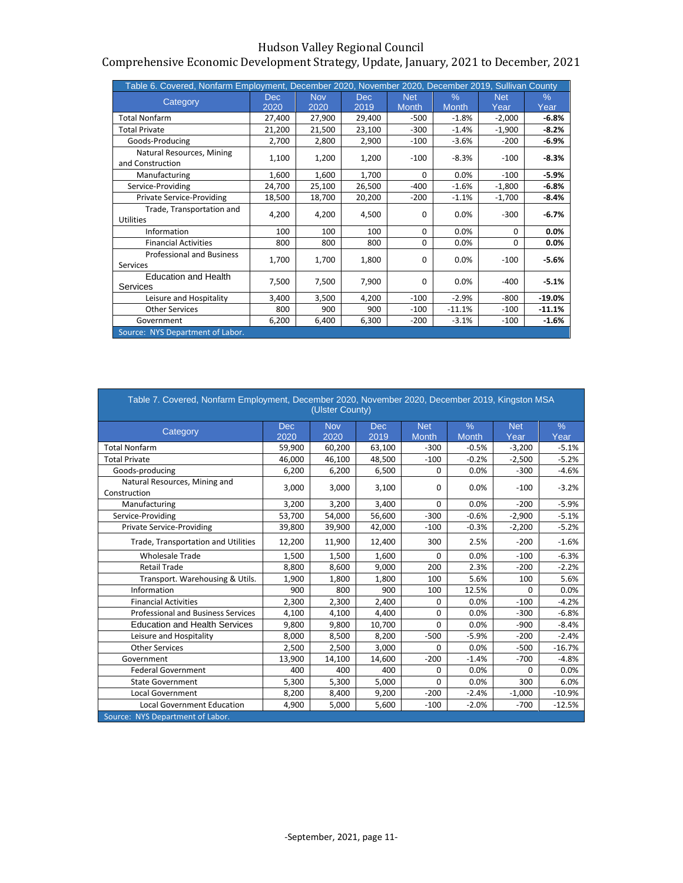| Table 6. Covered, Nonfarm Employment, December 2020, November 2020, December 2019, Sullivan County | | | | | | | |
|---|---|---|---|---|---|---|---|
| Category | Dec 2020 | Nov 2020 | Dec 2019 | Net Month | % Month | Net Year | % Year |
| Total Nonfarm | 27,400 | 27,900 | 29,400 | -500 | -1.8% | -2,000 | **-6.8%** |
| Total Private | 21,200 | 21,500 | 23,100 | -300 | -1.4% | -1,900 | **-8.2%** |
| Goods-Producing | 2,700 | 2,800 | 2,900 | -100 | -3.6% | -200 | **-6.9%** |
| Natural Resources, Mining and Construction | 1,100 | 1,200 | 1,200 | -100 | -8.3% | -100 | **-8.3%** |
| Manufacturing | 1,600 | 1,600 | 1,700 | 0 | 0.0% | -100 | **-5.9%** |
| Service-Providing | 24,700 | 25,100 | 26,500 | -400 | -1.6% | -1,800 | **-6.8%** |
| Private Service-Providing | 18,500 | 18,700 | 20,200 | -200 | -1.1% | -1,700 | **-8.4%** |
| Trade, Transportation and Utilities | 4,200 | 4,200 | 4,500 | 0 | 0.0% | -300 | **-6.7%** |
| Information | 100 | 100 | 100 | 0 | 0.0% | 0 | **0.0%** |
| Financial Activities | 800 | 800 | 800 | 0 | 0.0% | 0 | **0.0%** |
| Professional and Business Services | 1,700 | 1,700 | 1,800 | 0 | 0.0% | -100 | **-5.6%** |
| Education and Health Services | 7,500 | 7,500 | 7,900 | 0 | 0.0% | -400 | **-5.1%** |
| Leisure and Hospitality | 3,400 | 3,500 | 4,200 | -100 | -2.9% | -800 | **-19.0%** |
| Other Services | 800 | 900 | 900 | -100 | -11.1% | -100 | **-11.1%** |
| Government | 6,200 | 6,400 | 6,300 | -200 | -3.1% | -100 | **-1.6%** |

Source: NYS Department of Labor.

| Table 7. Covered, Nonfarm Employment, December 2020, November 2020, December 2019, Kingston MSA (Ulster County) | | | | | | | |
|---|---|---|---|---|---|---|---|
| Category | Dec 2020 | Nov 2020 | Dec 2019 | Net Month | % Month | Net Year | % Year |
| Total Nonfarm | 59,900 | 60,200 | 63,100 | -300 | -0.5% | -3,200 | -5.1% |
| Total Private | 46,000 | 46,100 | 48,500 | -100 | -0.2% | -2,500 | -5.2% |
| Goods-producing | 6,200 | 6,200 | 6,500 | 0 | 0.0% | -300 | -4.6% |
| Natural Resources, Mining and Construction | 3,000 | 3,000 | 3,100 | 0 | 0.0% | -100 | -3.2% |
| Manufacturing | 3,200 | 3,200 | 3,400 | 0 | 0.0% | -200 | -5.9% |
| Service-Providing | 53,700 | 54,000 | 56,600 | -300 | -0.6% | -2,900 | -5.1% |
| Private Service-Providing | 39,800 | 39,900 | 42,000 | -100 | -0.3% | -2,200 | -5.2% |
| Trade, Transportation and Utilities | 12,200 | 11,900 | 12,400 | 300 | 2.5% | -200 | -1.6% |
| Wholesale Trade | 1,500 | 1,500 | 1,600 | 0 | 0.0% | -100 | -6.3% |
| Retail Trade | 8,800 | 8,600 | 9,000 | 200 | 2.3% | -200 | -2.2% |
| Transport. Warehousing & Utils. | 1,900 | 1,800 | 1,800 | 100 | 5.6% | 100 | 5.6% |
| Information | 900 | 800 | 900 | 100 | 12.5% | 0 | 0.0% |
| Financial Activities | 2,300 | 2,300 | 2,400 | 0 | 0.0% | -100 | -4.2% |
| Professional and Business Services | 4,100 | 4,100 | 4,400 | 0 | 0.0% | -300 | -6.8% |
| Education and Health Services | 9,800 | 9,800 | 10,700 | 0 | 0.0% | -900 | -8.4% |
| Leisure and Hospitality | 8,000 | 8,500 | 8,200 | -500 | -5.9% | -200 | -2.4% |
| Other Services | 2,500 | 2,500 | 3,000 | 0 | 0.0% | -500 | -16.7% |
| Government | 13,900 | 14,100 | 14,600 | -200 | -1.4% | -700 | -4.8% |
| Federal Government | 400 | 400 | 400 | 0 | 0.0% | 0 | 0.0% |
| State Government | 5,300 | 5,300 | 5,000 | 0 | 0.0% | 300 | 6.0% |
| Local Government | 8,200 | 8,400 | 9,200 | -200 | -2.4% | -1,000 | -10.9% |
| Local Government Education | 4,900 | 5,000 | 5,600 | -100 | -2.0% | -700 | -12.5% |

Source: NYS Department of Labor.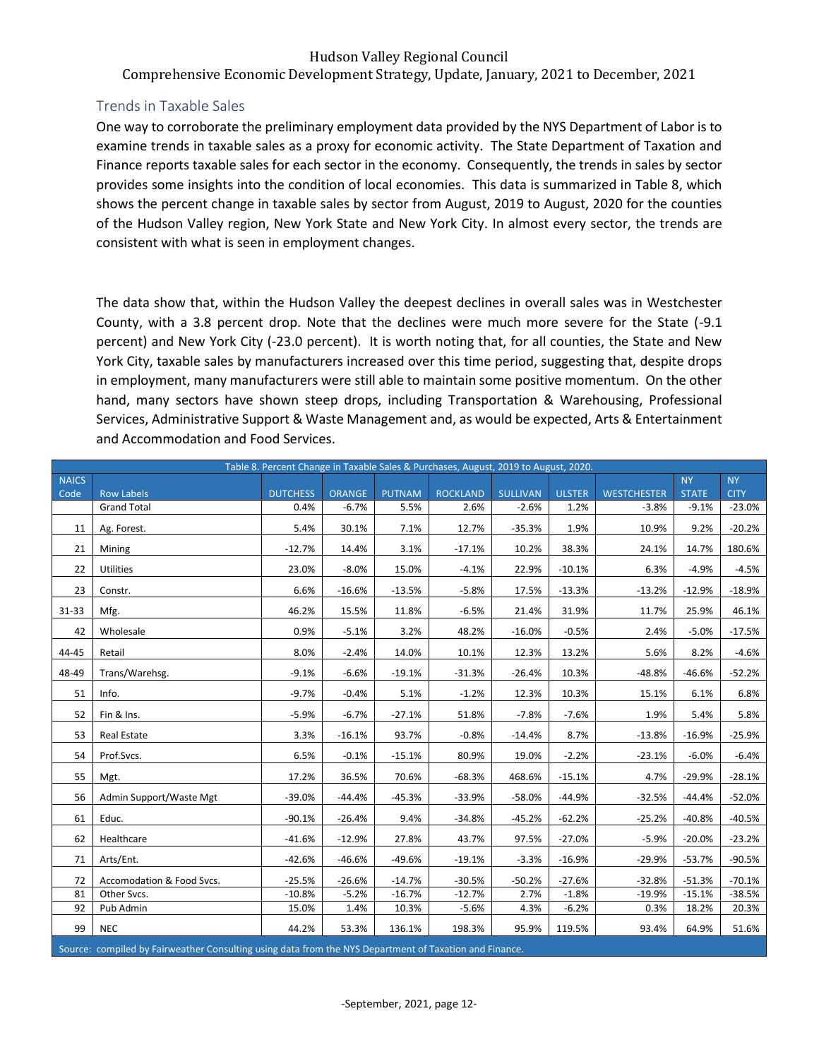## Trends in Taxable Sales

One way to corroborate the preliminary employment data provided by the NYS Department of Labor is to examine trends in taxable sales as a proxy for economic activity. The State Department of Taxation and Finance reports taxable sales for each sector in the economy. Consequently, the trends in sales by sector provides some insights into the condition of local economies. This data is summarized in Table 8, which shows the percent change in taxable sales by sector from August, 2019 to August, 2020 for the counties of the Hudson Valley region, New York State and New York City. In almost every sector, the trends are consistent with what is seen in employment changes.

The data show that, within the Hudson Valley the deepest declines in overall sales was in Westchester County, with a 3.8 percent drop. Note that the declines were much more severe for the State (-9.1 percent) and New York City (-23.0 percent). It is worth noting that, for all counties, the State and New York City, taxable sales by manufacturers increased over this time period, suggesting that, despite drops in employment, many manufacturers were still able to maintain some positive momentum. On the other hand, many sectors have shown steep drops, including Transportation & Warehousing, Professional Services, Administrative Support & Waste Management and, as would be expected, Arts & Entertainment and Accommodation and Food Services.

Table 8. Percent Change in Taxable Sales & Purchases, August, 2019 to August, 2020.

| NAICS Code | Row Labels | DUTCHESS | ORANGE | PUTNAM | ROCKLAND | SULLIVAN | ULSTER | WESTCHESTER | NY STATE | NY CITY |
|---|---|---|---|---|---|---|---|---|---|---|
| | Grand Total | 0.4% | -6.7% | 5.5% | 2.6% | -2.6% | 1.2% | -3.8% | -9.1% | -23.0% |
| 11 | Ag. Forest. | 5.4% | 30.1% | 7.1% | 12.7% | -35.3% | 1.9% | 10.9% | 9.2% | -20.2% |
| 21 | Mining | -12.7% | 14.4% | 3.1% | -17.1% | 10.2% | 38.3% | 24.1% | 14.7% | 180.6% |
| 22 | Utilities | 23.0% | -8.0% | 15.0% | -4.1% | 22.9% | -10.1% | 6.3% | -4.9% | -4.5% |
| 23 | Constr. | 6.6% | -16.6% | -13.5% | -5.8% | 17.5% | -13.3% | -13.2% | -12.9% | -18.9% |
| 31-33 | Mfg. | 46.2% | 15.5% | 11.8% | -6.5% | 21.4% | 31.9% | 11.7% | 25.9% | 46.1% |
| 42 | Wholesale | 0.9% | -5.1% | 3.2% | 48.2% | -16.0% | -0.5% | 2.4% | -5.0% | -17.5% |
| 44-45 | Retail | 8.0% | -2.4% | 14.0% | 10.1% | 12.3% | 13.2% | 5.6% | 8.2% | -4.6% |
| 48-49 | Trans/Warehsg. | -9.1% | -6.6% | -19.1% | -31.3% | -26.4% | 10.3% | -48.8% | -46.6% | -52.2% |
| 51 | Info. | -9.7% | -0.4% | 5.1% | -1.2% | 12.3% | 10.3% | 15.1% | 6.1% | 6.8% |
| 52 | Fin & Ins. | -5.9% | -6.7% | -27.1% | 51.8% | -7.8% | -7.6% | 1.9% | 5.4% | 5.8% |
| 53 | Real Estate | 3.3% | -16.1% | 93.7% | -0.8% | -14.4% | 8.7% | -13.8% | -16.9% | -25.9% |
| 54 | Prof.Svcs. | 6.5% | -0.1% | -15.1% | 80.9% | 19.0% | -2.2% | -23.1% | -6.0% | -6.4% |
| 55 | Mgt. | 17.2% | 36.5% | 70.6% | -68.3% | 468.6% | -15.1% | 4.7% | -29.9% | -28.1% |
| 56 | Admin Support/Waste Mgt | -39.0% | -44.4% | -45.3% | -33.9% | -58.0% | -44.9% | -32.5% | -44.4% | -52.0% |
| 61 | Educ. | -90.1% | -26.4% | 9.4% | -34.8% | -45.2% | -62.2% | -25.2% | -40.8% | -40.5% |
| 62 | Healthcare | -41.6% | -12.9% | 27.8% | 43.7% | 97.5% | -27.0% | -5.9% | -20.0% | -23.2% |
| 71 | Arts/Ent. | -42.6% | -46.6% | -49.6% | -19.1% | -3.3% | -16.9% | -29.9% | -53.7% | -90.5% |
| 72 | Accomodation & Food Svcs. | -25.5% | -26.6% | -14.7% | -30.5% | -50.2% | -27.6% | -32.8% | -51.3% | -70.1% |
| 81 | Other Svcs. | -10.8% | -5.2% | -16.7% | -12.7% | 2.7% | -1.8% | -19.9% | -15.1% | -38.5% |
| 92 | Pub Admin | 15.0% | 1.4% | 10.3% | -5.6% | 4.3% | -6.2% | 0.3% | 18.2% | 20.3% |
| 99 | NEC | 44.2% | 53.3% | 136.1% | 198.3% | 95.9% | 119.5% | 93.4% | 64.9% | 51.6% |

Source: compiled by Fairweather Consulting using data from the NYS Department of Taxation and Finance.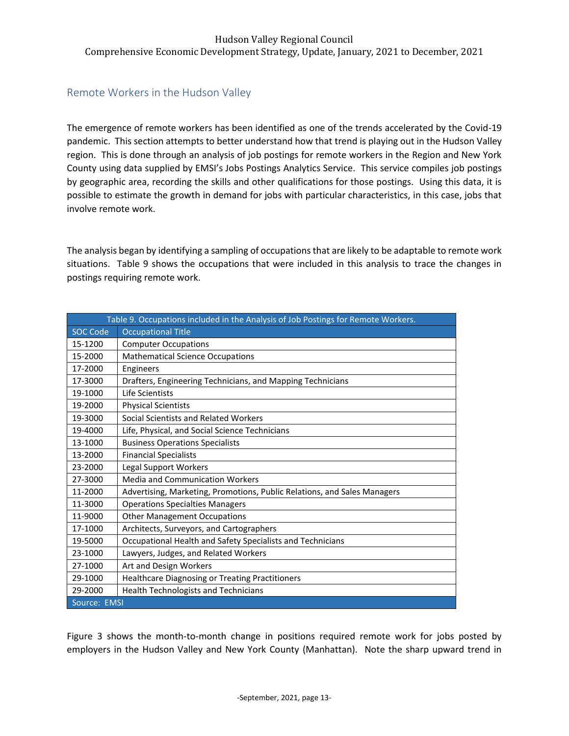## Remote Workers in the Hudson Valley

The emergence of remote workers has been identified as one of the trends accelerated by the Covid-19 pandemic. This section attempts to better understand how that trend is playing out in the Hudson Valley region. This is done through an analysis of job postings for remote workers in the Region and New York County using data supplied by EMSI's Jobs Postings Analytics Service. This service compiles job postings by geographic area, recording the skills and other qualifications for those postings. Using this data, it is possible to estimate the growth in demand for jobs with particular characteristics, in this case, jobs that involve remote work.

The analysis began by identifying a sampling of occupations that are likely to be adaptable to remote work situations. Table 9 shows the occupations that were included in this analysis to trace the changes in postings requiring remote work.

Table 9. Occupations included in the Analysis of Job Postings for Remote Workers.

| SOC Code | Occupational Title |
|---|---|
| 15-1200 | Computer Occupations |
| 15-2000 | Mathematical Science Occupations |
| 17-2000 | Engineers |
| 17-3000 | Drafters, Engineering Technicians, and Mapping Technicians |
| 19-1000 | Life Scientists |
| 19-2000 | Physical Scientists |
| 19-3000 | Social Scientists and Related Workers |
| 19-4000 | Life, Physical, and Social Science Technicians |
| 13-1000 | Business Operations Specialists |
| 13-2000 | Financial Specialists |
| 23-2000 | Legal Support Workers |
| 27-3000 | Media and Communication Workers |
| 11-2000 | Advertising, Marketing, Promotions, Public Relations, and Sales Managers |
| 11-3000 | Operations Specialties Managers |
| 11-9000 | Other Management Occupations |
| 17-1000 | Architects, Surveyors, and Cartographers |
| 19-5000 | Occupational Health and Safety Specialists and Technicians |
| 23-1000 | Lawyers, Judges, and Related Workers |
| 27-1000 | Art and Design Workers |
| 29-1000 | Healthcare Diagnosing or Treating Practitioners |
| 29-2000 | Health Technologists and Technicians |

Source: EMSI

Figure 3 shows the month-to-month change in positions required remote work for jobs posted by employers in the Hudson Valley and New York County (Manhattan). Note the sharp upward trend in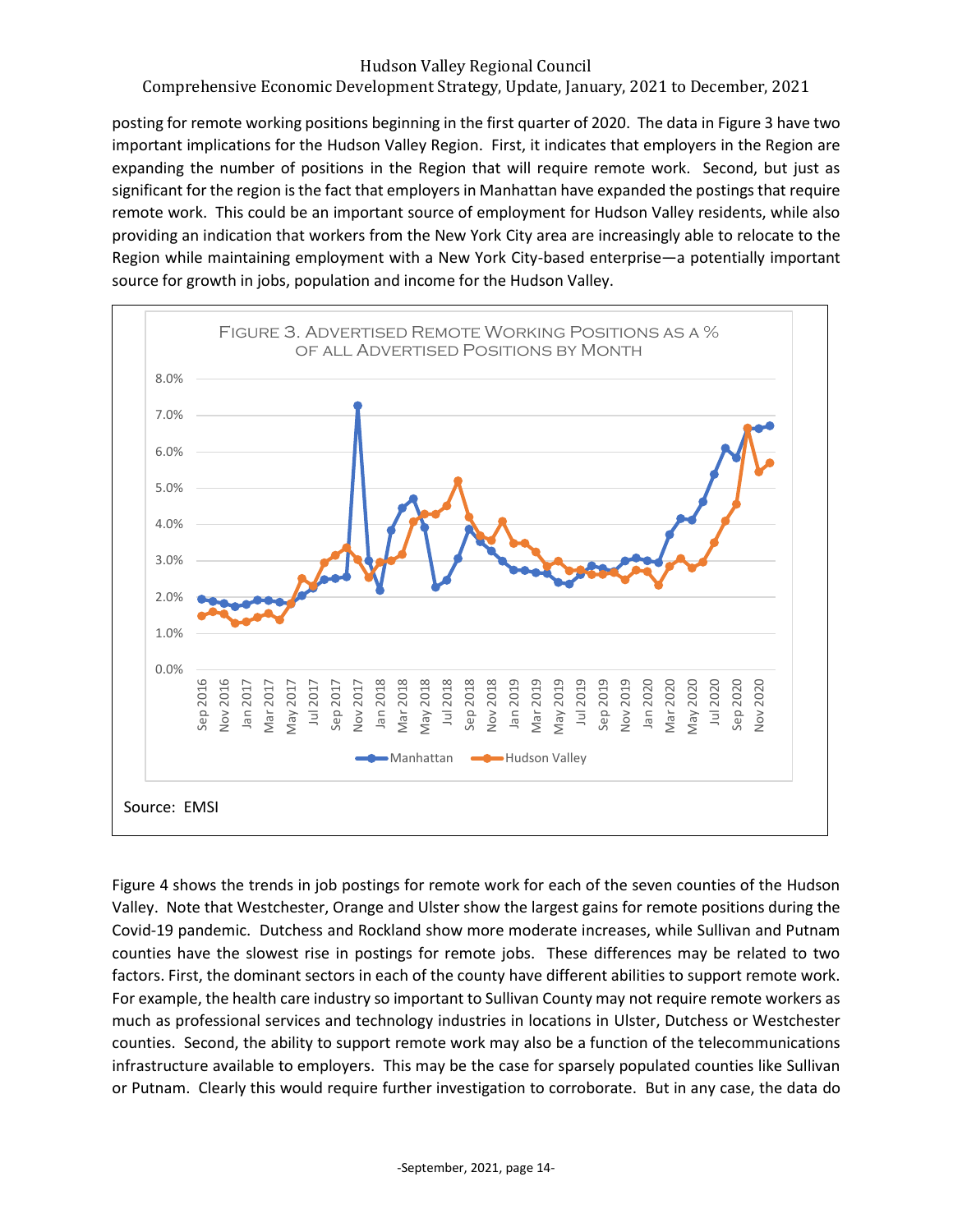posting for remote working positions beginning in the first quarter of 2020. The data in Figure 3 have two important implications for the Hudson Valley Region. First, it indicates that employers in the Region are expanding the number of positions in the Region that will require remote work. Second, but just as significant for the region is the fact that employers in Manhattan have expanded the postings that require remote work. This could be an important source of employment for Hudson Valley residents, while also providing an indication that workers from the New York City area are increasingly able to relocate to the Region while maintaining employment with a New York City-based enterprise—a potentially important source for growth in jobs, population and income for the Hudson Valley.

FIGURE 3. ADVERTISED REMOTE WORKING POSITIONS AS A % OF ALL ADVERTISED POSITIONS BY MONTH

Source: EMSI

Figure 4 shows the trends in job postings for remote work for each of the seven counties of the Hudson Valley. Note that Westchester, Orange and Ulster show the largest gains for remote positions during the Covid-19 pandemic. Dutchess and Rockland show more moderate increases, while Sullivan and Putnam counties have the slowest rise in postings for remote jobs. These differences may be related to two factors. First, the dominant sectors in each of the county have different abilities to support remote work. For example, the health care industry so important to Sullivan County may not require remote workers as much as professional services and technology industries in locations in Ulster, Dutchess or Westchester counties. Second, the ability to support remote work may also be a function of the telecommunications infrastructure available to employers. This may be the case for sparsely populated counties like Sullivan or Putnam. Clearly this would require further investigation to corroborate. But in any case, the data do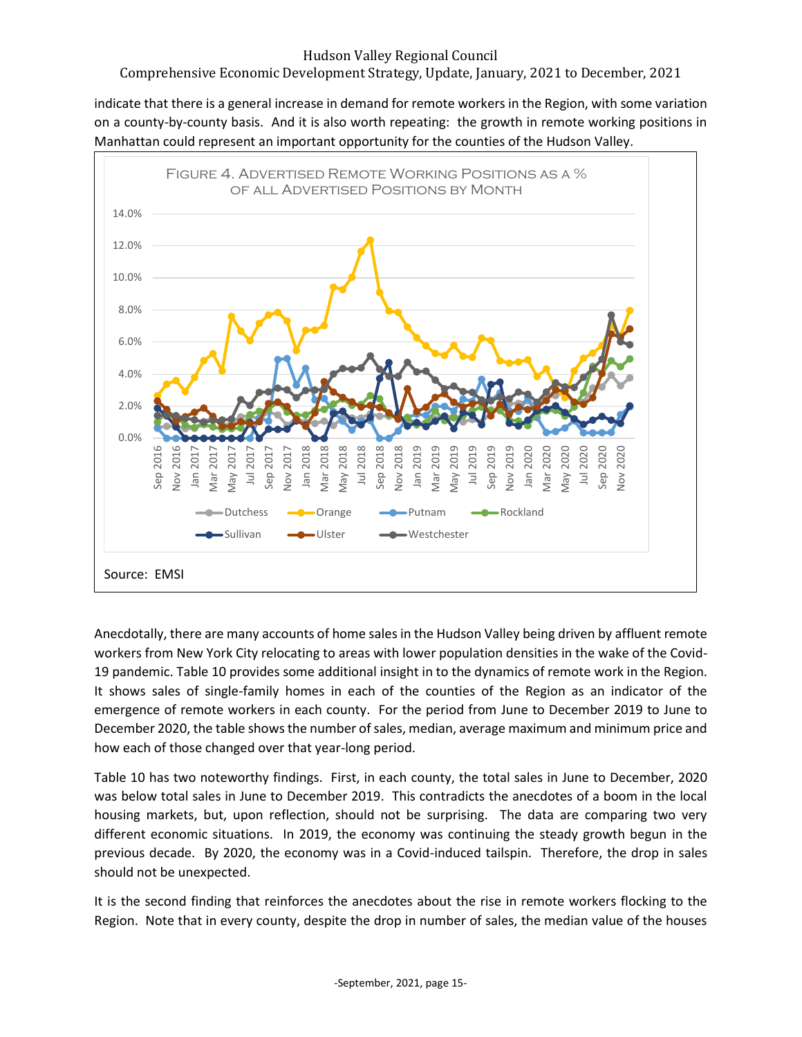indicate that there is a general increase in demand for remote workers in the Region, with some variation on a county-by-county basis. And it is also worth repeating: the growth in remote working positions in Manhattan could represent an important opportunity for the counties of the Hudson Valley.

FIGURE 4. ADVERTISED REMOTE WORKING POSITIONS AS A % OF ALL ADVERTISED POSITIONS BY MONTH

Source: EMSI

Anecdotally, there are many accounts of home sales in the Hudson Valley being driven by affluent remote workers from New York City relocating to areas with lower population densities in the wake of the Covid-19 pandemic. Table 10 provides some additional insight in to the dynamics of remote work in the Region. It shows sales of single-family homes in each of the counties of the Region as an indicator of the emergence of remote workers in each county. For the period from June to December 2019 to June to December 2020, the table shows the number of sales, median, average maximum and minimum price and how each of those changed over that year-long period.

Table 10 has two noteworthy findings. First, in each county, the total sales in June to December, 2020 was below total sales in June to December 2019. This contradicts the anecdotes of a boom in the local housing markets, but, upon reflection, should not be surprising. The data are comparing two very different economic situations. In 2019, the economy was continuing the steady growth begun in the previous decade. By 2020, the economy was in a Covid-induced tailspin. Therefore, the drop in sales should not be unexpected.

It is the second finding that reinforces the anecdotes about the rise in remote workers flocking to the Region. Note that in every county, despite the drop in number of sales, the median value of the houses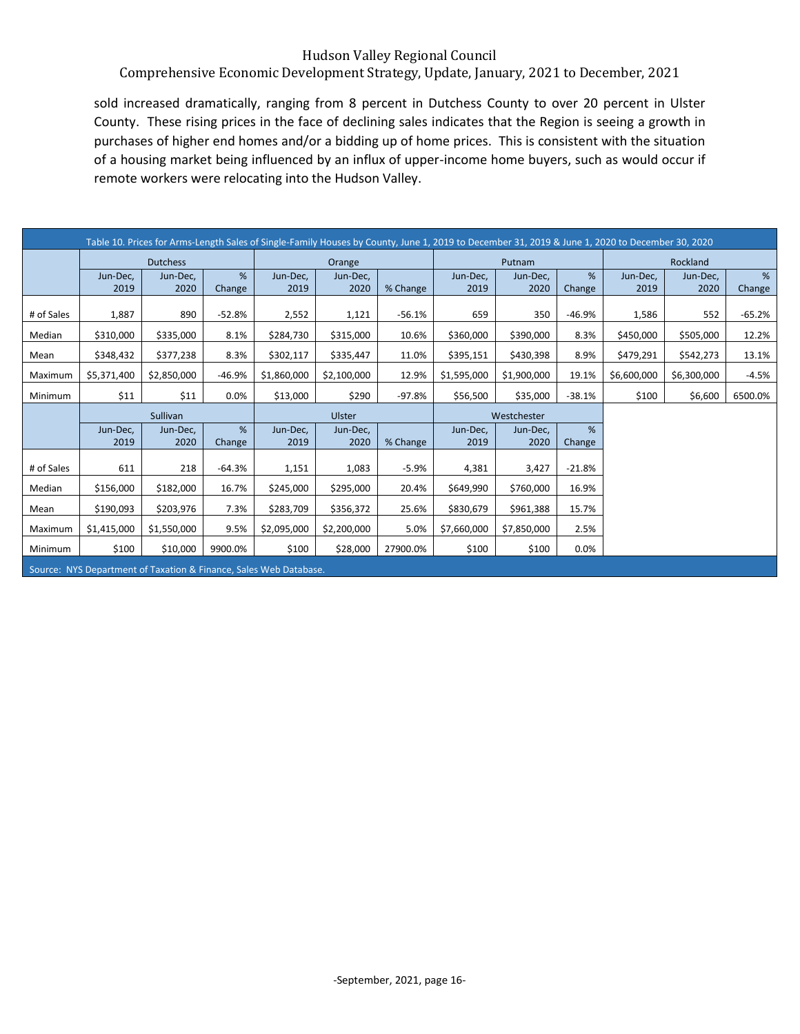sold increased dramatically, ranging from 8 percent in Dutchess County to over 20 percent in Ulster County. These rising prices in the face of declining sales indicates that the Region is seeing a growth in purchases of higher end homes and/or a bidding up of home prices. This is consistent with the situation of a housing market being influenced by an influx of upper-income home buyers, such as would occur if remote workers were relocating into the Hudson Valley.

Table 10. Prices for Arms-Length Sales of Single-Family Houses by County, June 1, 2019 to December 31, 2019 & June 1, 2020 to December 30, 2020

| | Dutchess | | | Orange | | | Putnam | | | Rockland | | |
|---|---|---|---|---|---|---|---|---|---|---|---|---|
| | Jun-Dec, 2019 | Jun-Dec, 2020 | % Change | Jun-Dec, 2019 | Jun-Dec, 2020 | % Change | Jun-Dec, 2019 | Jun-Dec, 2020 | % Change | Jun-Dec, 2019 | Jun-Dec, 2020 | % Change |
| # of Sales | 1,887 | 890 | -52.8% | 2,552 | 1,121 | -56.1% | 659 | 350 | -46.9% | 1,586 | 552 | -65.2% |
| Median | $310,000 | $335,000 | 8.1% | $284,730 | $315,000 | 10.6% | $360,000 | $390,000 | 8.3% | $450,000 | $505,000 | 12.2% |
| Mean | $348,432 | $377,238 | 8.3% | $302,117 | $335,447 | 11.0% | $395,151 | $430,398 | 8.9% | $479,291 | $542,273 | 13.1% |
| Maximum | $5,371,400 | $2,850,000 | -46.9% | $1,860,000 | $2,100,000 | 12.9% | $1,595,000 | $1,900,000 | 19.1% | $6,600,000 | $6,300,000 | -4.5% |
| Minimum | $11 | $11 | 0.0% | $13,000 | $290 | -97.8% | $56,500 | $35,000 | -38.1% | $100 | $6,600 | 6500.0% |
| | **Sullivan** | | | **Ulster** | | | **Westchester** | | | | | |
| | Jun-Dec, 2019 | Jun-Dec, 2020 | % Change | Jun-Dec, 2019 | Jun-Dec, 2020 | % Change | Jun-Dec, 2019 | Jun-Dec, 2020 | % Change | | | |
| # of Sales | 611 | 218 | -64.3% | 1,151 | 1,083 | -5.9% | 4,381 | 3,427 | -21.8% | | | |
| Median | $156,000 | $182,000 | 16.7% | $245,000 | $295,000 | 20.4% | $649,990 | $760,000 | 16.9% | | | |
| Mean | $190,093 | $203,976 | 7.3% | $283,709 | $356,372 | 25.6% | $830,679 | $961,388 | 15.7% | | | |
| Maximum | $1,415,000 | $1,550,000 | 9.5% | $2,095,000 | $2,200,000 | 5.0% | $7,660,000 | $7,850,000 | 2.5% | | | |
| Minimum | $100 | $10,000 | 9900.0% | $100 | $28,000 | 27900.0% | $100 | $100 | 0.0% | | | |

Source: NYS Department of Taxation & Finance, Sales Web Database.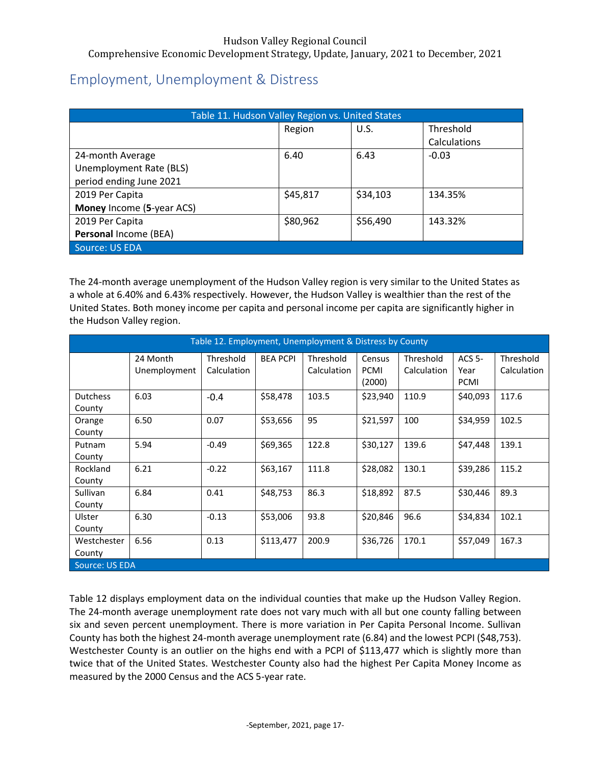## Employment, Unemployment & Distress

| Table 11. Hudson Valley Region vs. United States | | | |
|---|---|---|---|
| | Region | U.S. | Threshold Calculations |
| 24-month Average Unemployment Rate (BLS) period ending June 2021 | 6.40 | 6.43 | -0.03 |
| 2019 Per Capita **Money** Income (**5**-year ACS) | $45,817 | $34,103 | 134.35% |
| 2019 Per Capita **Personal** Income (BEA) | $80,962 | $56,490 | 143.32% |
| Source: US EDA | | | |

The 24-month average unemployment of the Hudson Valley region is very similar to the United States as a whole at 6.40% and 6.43% respectively. However, the Hudson Valley is wealthier than the rest of the United States. Both money income per capita and personal income per capita are significantly higher in the Hudson Valley region.

| Table 12. Employment, Unemployment & Distress by County | | | | | | | | |
|---|---|---|---|---|---|---|---|---|
| | 24 Month Unemployment | Threshold Calculation | BEA PCPI | Threshold Calculation | Census PCMI (2000) | Threshold Calculation | ACS 5-Year PCMI | Threshold Calculation |
| Dutchess County | 6.03 | -0.4 | $58,478 | 103.5 | $23,940 | 110.9 | $40,093 | 117.6 |
| Orange County | 6.50 | 0.07 | $53,656 | 95 | $21,597 | 100 | $34,959 | 102.5 |
| Putnam County | 5.94 | -0.49 | $69,365 | 122.8 | $30,127 | 139.6 | $47,448 | 139.1 |
| Rockland County | 6.21 | -0.22 | $63,167 | 111.8 | $28,082 | 130.1 | $39,286 | 115.2 |
| Sullivan County | 6.84 | 0.41 | $48,753 | 86.3 | $18,892 | 87.5 | $30,446 | 89.3 |
| Ulster County | 6.30 | -0.13 | $53,006 | 93.8 | $20,846 | 96.6 | $34,834 | 102.1 |
| Westchester County | 6.56 | 0.13 | $113,477 | 200.9 | $36,726 | 170.1 | $57,049 | 167.3 |
| Source: US EDA | | | | | | | | |

Table 12 displays employment data on the individual counties that make up the Hudson Valley Region. The 24-month average unemployment rate does not vary much with all but one county falling between six and seven percent unemployment. There is more variation in Per Capita Personal Income. Sullivan County has both the highest 24-month average unemployment rate (6.84) and the lowest PCPI ($48,753). Westchester County is an outlier on the highs end with a PCPI of $113,477 which is slightly more than twice that of the United States. Westchester County also had the highest Per Capita Money Income as measured by the 2000 Census and the ACS 5-year rate.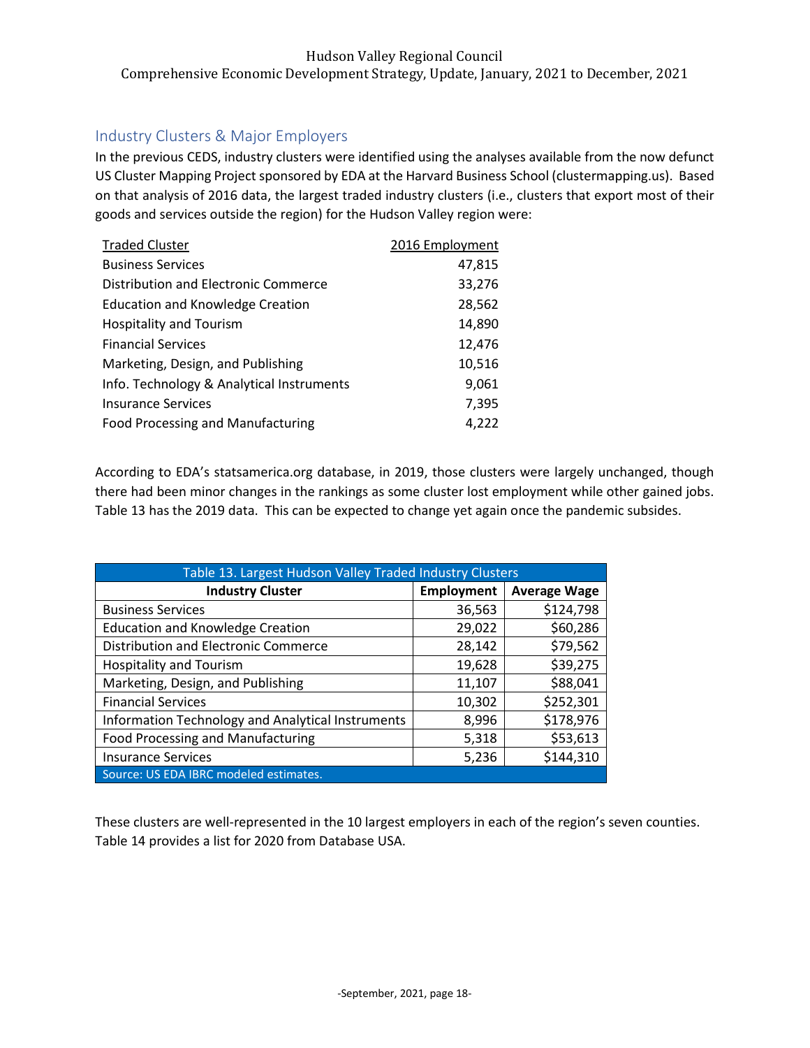## Industry Clusters & Major Employers

In the previous CEDS, industry clusters were identified using the analyses available from the now defunct US Cluster Mapping Project sponsored by EDA at the Harvard Business School (clustermapping.us). Based on that analysis of 2016 data, the largest traded industry clusters (i.e., clusters that export most of their goods and services outside the region) for the Hudson Valley region were:

| Traded Cluster | 2016 Employment |
|---|---:|
| Business Services | 47,815 |
| Distribution and Electronic Commerce | 33,276 |
| Education and Knowledge Creation | 28,562 |
| Hospitality and Tourism | 14,890 |
| Financial Services | 12,476 |
| Marketing, Design, and Publishing | 10,516 |
| Info. Technology & Analytical Instruments | 9,061 |
| Insurance Services | 7,395 |
| Food Processing and Manufacturing | 4,222 |

According to EDA's statsamerica.org database, in 2019, those clusters were largely unchanged, though there had been minor changes in the rankings as some cluster lost employment while other gained jobs. Table 13 has the 2019 data. This can be expected to change yet again once the pandemic subsides.

Table 13. Largest Hudson Valley Traded Industry Clusters

| Industry Cluster | Employment | Average Wage |
|---|---:|---:|
| Business Services | 36,563 | $124,798 |
| Education and Knowledge Creation | 29,022 | $60,286 |
| Distribution and Electronic Commerce | 28,142 | $79,562 |
| Hospitality and Tourism | 19,628 | $39,275 |
| Marketing, Design, and Publishing | 11,107 | $88,041 |
| Financial Services | 10,302 | $252,301 |
| Information Technology and Analytical Instruments | 8,996 | $178,976 |
| Food Processing and Manufacturing | 5,318 | $53,613 |
| Insurance Services | 5,236 | $144,310 |

Source: US EDA IBRC modeled estimates.

These clusters are well-represented in the 10 largest employers in each of the region's seven counties. Table 14 provides a list for 2020 from Database USA.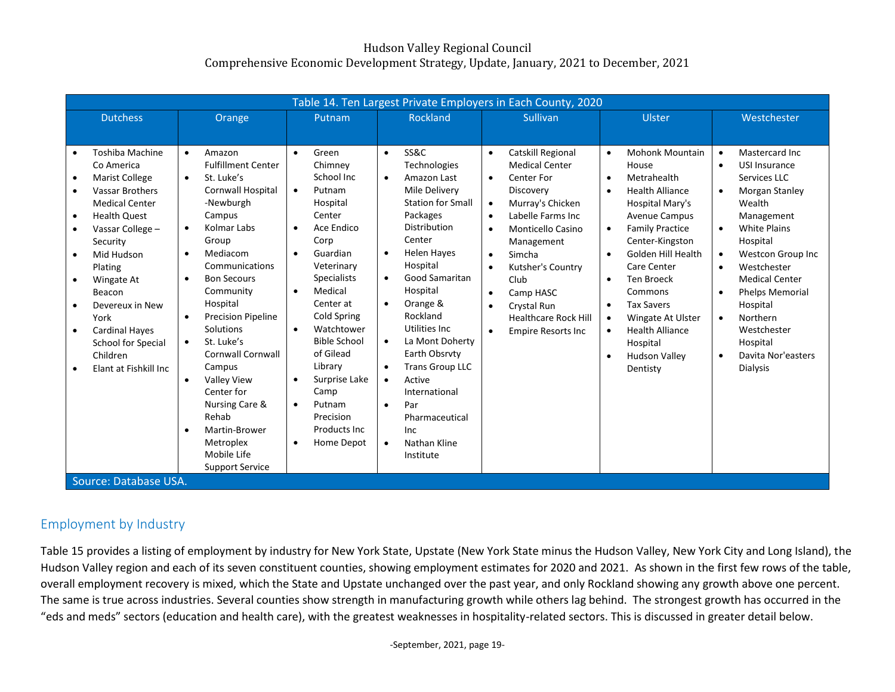| Table 14. Ten Largest Private Employers in Each County, 2020 | | | | | | |
|---|---|---|---|---|---|---|
| Dutchess | Orange | Putnam | Rockland | Sullivan | Ulster | Westchester |
| • Toshiba Machine Co America<br>• Marist College<br>• Vassar Brothers Medical Center<br>• Health Quest<br>• Vassar College – Security<br>• Mid Hudson Plating<br>• Wingate At Beacon<br>• Devereux in New York<br>• Cardinal Hayes School for Special Children<br>• Elant at Fishkill Inc | • Amazon Fulfillment Center<br>• St. Luke's Cornwall Hospital -Newburgh Campus<br>• Kolmar Labs Group<br>• Mediacom Communications<br>• Bon Secours Community Hospital<br>• Precision Pipeline Solutions<br>• St. Luke's Cornwall Cornwall Campus<br>• Valley View Center for Nursing Care & Rehab<br>• Martin-Brower Metroplex Mobile Life Support Service | • Green Chimney School Inc<br>• Putnam Hospital Center<br>• Ace Endico Corp<br>• Guardian Veterinary Specialists<br>• Medical Center at Cold Spring<br>• Watchtower Bible School of Gilead Library<br>• Surprise Lake Camp<br>• Putnam Precision Products Inc<br>• Home Depot | • SS&C Technologies<br>• Amazon Last Mile Delivery Station for Small Packages Distribution Center<br>• Helen Hayes Hospital<br>• Good Samaritan Hospital<br>• Orange & Rockland Utilities Inc<br>• La Mont Doherty Earth Obsrvty<br>• Trans Group LLC<br>• Active International<br>• Par Pharmaceutical Inc<br>• Nathan Kline Institute | • Catskill Regional Medical Center<br>• Center For Discovery<br>• Murray's Chicken<br>• Labelle Farms Inc<br>• Monticello Casino Management<br>• Simcha<br>• Kutsher's Country Club<br>• Camp HASC<br>• Crystal Run Healthcare Rock Hill<br>• Empire Resorts Inc | • Mohonk Mountain House<br>• Metrahealth<br>• Health Alliance Hospital Mary's Avenue Campus<br>• Family Practice Center-Kingston<br>• Golden Hill Health Care Center<br>• Ten Broeck Commons<br>• Tax Savers<br>• Wingate At Ulster<br>• Health Alliance Hospital<br>• Hudson Valley Dentisty | • Mastercard Inc<br>• USI Insurance Services LLC<br>• Morgan Stanley Wealth Management<br>• White Plains Hospital<br>• Westcon Group Inc<br>• Westchester Medical Center<br>• Phelps Memorial Hospital<br>• Northern Westchester Hospital<br>• Davita Nor'easters Dialysis |
| Source: Database USA. | | | | | | |

## Employment by Industry

Table 15 provides a listing of employment by industry for New York State, Upstate (New York State minus the Hudson Valley, New York City and Long Island), the Hudson Valley region and each of its seven constituent counties, showing employment estimates for 2020 and 2021. As shown in the first few rows of the table, overall employment recovery is mixed, which the State and Upstate unchanged over the past year, and only Rockland showing any growth above one percent. The same is true across industries. Several counties show strength in manufacturing growth while others lag behind. The strongest growth has occurred in the "eds and meds" sectors (education and health care), with the greatest weaknesses in hospitality-related sectors. This is discussed in greater detail below.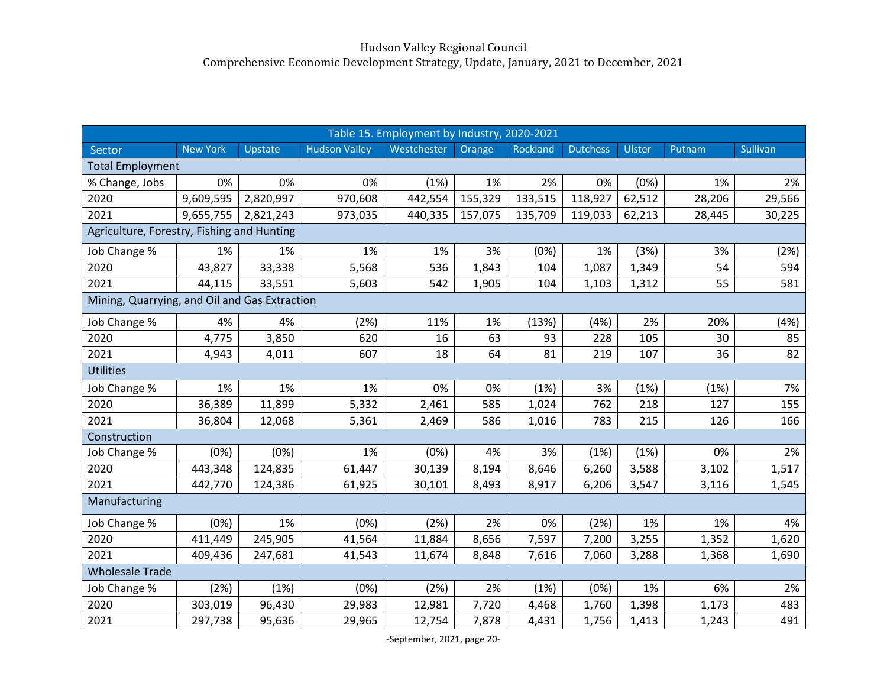Hudson Valley Regional Council
Comprehensive Economic Development Strategy, Update, January, 2021 to December, 2021

| Table 15. Employment by Industry, 2020-2021 | | | | | | | | | | |
|---|---|---|---|---|---|---|---|---|---|---|
| Sector | New York | Upstate | Hudson Valley | Westchester | Orange | Rockland | Dutchess | Ulster | Putnam | Sullivan |
| Total Employment | | | | | | | | | | |
| % Change, Jobs | 0% | 0% | 0% | (1%) | 1% | 2% | 0% | (0%) | 1% | 2% |
| 2020 | 9,609,595 | 2,820,997 | 970,608 | 442,554 | 155,329 | 133,515 | 118,927 | 62,512 | 28,206 | 29,566 |
| 2021 | 9,655,755 | 2,821,243 | 973,035 | 440,335 | 157,075 | 135,709 | 119,033 | 62,213 | 28,445 | 30,225 |
| Agriculture, Forestry, Fishing and Hunting | | | | | | | | | | |
| Job Change % | 1% | 1% | 1% | 1% | 3% | (0%) | 1% | (3%) | 3% | (2%) |
| 2020 | 43,827 | 33,338 | 5,568 | 536 | 1,843 | 104 | 1,087 | 1,349 | 54 | 594 |
| 2021 | 44,115 | 33,551 | 5,603 | 542 | 1,905 | 104 | 1,103 | 1,312 | 55 | 581 |
| Mining, Quarrying, and Oil and Gas Extraction | | | | | | | | | | |
| Job Change % | 4% | 4% | (2%) | 11% | 1% | (13%) | (4%) | 2% | 20% | (4%) |
| 2020 | 4,775 | 3,850 | 620 | 16 | 63 | 93 | 228 | 105 | 30 | 85 |
| 2021 | 4,943 | 4,011 | 607 | 18 | 64 | 81 | 219 | 107 | 36 | 82 |
| Utilities | | | | | | | | | | |
| Job Change % | 1% | 1% | 1% | 0% | 0% | (1%) | 3% | (1%) | (1%) | 7% |
| 2020 | 36,389 | 11,899 | 5,332 | 2,461 | 585 | 1,024 | 762 | 218 | 127 | 155 |
| 2021 | 36,804 | 12,068 | 5,361 | 2,469 | 586 | 1,016 | 783 | 215 | 126 | 166 |
| Construction | | | | | | | | | | |
| Job Change % | (0%) | (0%) | 1% | (0%) | 4% | 3% | (1%) | (1%) | 0% | 2% |
| 2020 | 443,348 | 124,835 | 61,447 | 30,139 | 8,194 | 8,646 | 6,260 | 3,588 | 3,102 | 1,517 |
| 2021 | 442,770 | 124,386 | 61,925 | 30,101 | 8,493 | 8,917 | 6,206 | 3,547 | 3,116 | 1,545 |
| Manufacturing | | | | | | | | | | |
| Job Change % | (0%) | 1% | (0%) | (2%) | 2% | 0% | (2%) | 1% | 1% | 4% |
| 2020 | 411,449 | 245,905 | 41,564 | 11,884 | 8,656 | 7,597 | 7,200 | 3,255 | 1,352 | 1,620 |
| 2021 | 409,436 | 247,681 | 41,543 | 11,674 | 8,848 | 7,616 | 7,060 | 3,288 | 1,368 | 1,690 |
| Wholesale Trade | | | | | | | | | | |
| Job Change % | (2%) | (1%) | (0%) | (2%) | 2% | (1%) | (0%) | 1% | 6% | 2% |
| 2020 | 303,019 | 96,430 | 29,983 | 12,981 | 7,720 | 4,468 | 1,760 | 1,398 | 1,173 | 483 |
| 2021 | 297,738 | 95,636 | 29,965 | 12,754 | 7,878 | 4,431 | 1,756 | 1,413 | 1,243 | 491 |

-September, 2021, page 20-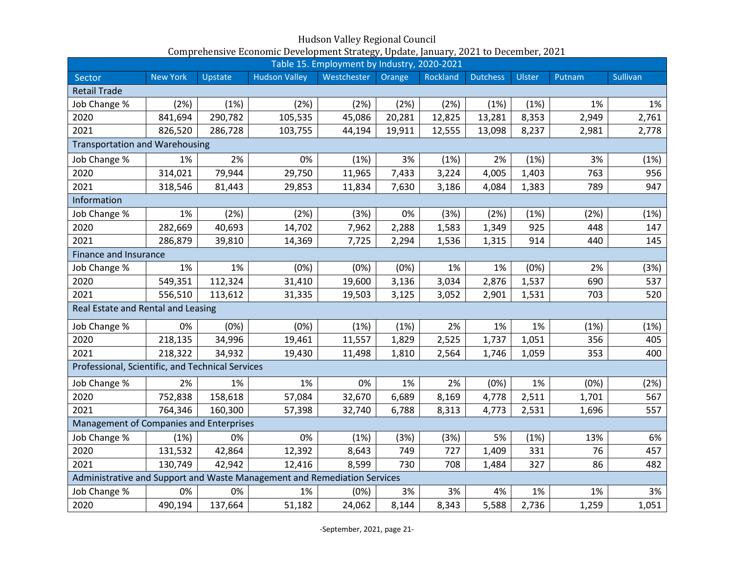Hudson Valley Regional Council
Comprehensive Economic Development Strategy, Update, January, 2021 to December, 2021

| Table 15. Employment by Industry, 2020-2021 | | | | | | | | | | |
|---|---|---|---|---|---|---|---|---|---|---|
| Sector | New York | Upstate | Hudson Valley | Westchester | Orange | Rockland | Dutchess | Ulster | Putnam | Sullivan |
| Retail Trade | | | | | | | | | | |
| Job Change % | (2%) | (1%) | (2%) | (2%) | (2%) | (2%) | (1%) | (1%) | 1% | 1% |
| 2020 | 841,694 | 290,782 | 105,535 | 45,086 | 20,281 | 12,825 | 13,281 | 8,353 | 2,949 | 2,761 |
| 2021 | 826,520 | 286,728 | 103,755 | 44,194 | 19,911 | 12,555 | 13,098 | 8,237 | 2,981 | 2,778 |
| Transportation and Warehousing | | | | | | | | | | |
| Job Change % | 1% | 2% | 0% | (1%) | 3% | (1%) | 2% | (1%) | 3% | (1%) |
| 2020 | 314,021 | 79,944 | 29,750 | 11,965 | 7,433 | 3,224 | 4,005 | 1,403 | 763 | 956 |
| 2021 | 318,546 | 81,443 | 29,853 | 11,834 | 7,630 | 3,186 | 4,084 | 1,383 | 789 | 947 |
| Information | | | | | | | | | | |
| Job Change % | 1% | (2%) | (2%) | (3%) | 0% | (3%) | (2%) | (1%) | (2%) | (1%) |
| 2020 | 282,669 | 40,693 | 14,702 | 7,962 | 2,288 | 1,583 | 1,349 | 925 | 448 | 147 |
| 2021 | 286,879 | 39,810 | 14,369 | 7,725 | 2,294 | 1,536 | 1,315 | 914 | 440 | 145 |
| Finance and Insurance | | | | | | | | | | |
| Job Change % | 1% | 1% | (0%) | (0%) | (0%) | 1% | 1% | (0%) | 2% | (3%) |
| 2020 | 549,351 | 112,324 | 31,410 | 19,600 | 3,136 | 3,034 | 2,876 | 1,537 | 690 | 537 |
| 2021 | 556,510 | 113,612 | 31,335 | 19,503 | 3,125 | 3,052 | 2,901 | 1,531 | 703 | 520 |
| Real Estate and Rental and Leasing | | | | | | | | | | |
| Job Change % | 0% | (0%) | (0%) | (1%) | (1%) | 2% | 1% | 1% | (1%) | (1%) |
| 2020 | 218,135 | 34,996 | 19,461 | 11,557 | 1,829 | 2,525 | 1,737 | 1,051 | 356 | 405 |
| 2021 | 218,322 | 34,932 | 19,430 | 11,498 | 1,810 | 2,564 | 1,746 | 1,059 | 353 | 400 |
| Professional, Scientific, and Technical Services | | | | | | | | | | |
| Job Change % | 2% | 1% | 1% | 0% | 1% | 2% | (0%) | 1% | (0%) | (2%) |
| 2020 | 752,838 | 158,618 | 57,084 | 32,670 | 6,689 | 8,169 | 4,778 | 2,511 | 1,701 | 567 |
| 2021 | 764,346 | 160,300 | 57,398 | 32,740 | 6,788 | 8,313 | 4,773 | 2,531 | 1,696 | 557 |
| Management of Companies and Enterprises | | | | | | | | | | |
| Job Change % | (1%) | 0% | 0% | (1%) | (3%) | (3%) | 5% | (1%) | 13% | 6% |
| 2020 | 131,532 | 42,864 | 12,392 | 8,643 | 749 | 727 | 1,409 | 331 | 76 | 457 |
| 2021 | 130,749 | 42,942 | 12,416 | 8,599 | 730 | 708 | 1,484 | 327 | 86 | 482 |
| Administrative and Support and Waste Management and Remediation Services | | | | | | | | | | |
| Job Change % | 0% | 0% | 1% | (0%) | 3% | 3% | 4% | 1% | 1% | 3% |
| 2020 | 490,194 | 137,664 | 51,182 | 24,062 | 8,144 | 8,343 | 5,588 | 2,736 | 1,259 | 1,051 |

-September, 2021, page 21-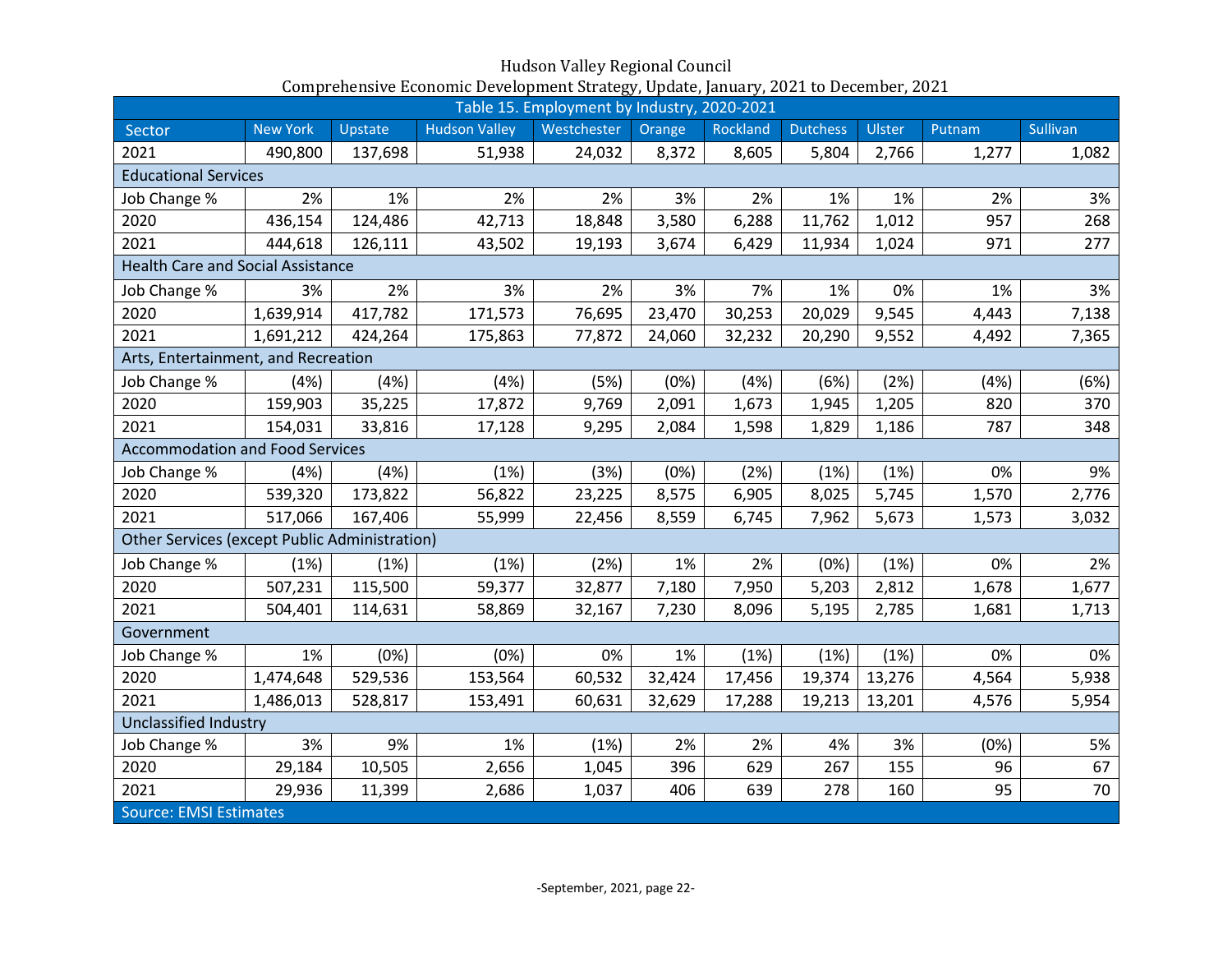Hudson Valley Regional Council
Comprehensive Economic Development Strategy, Update, January, 2021 to December, 2021

| Table 15. Employment by Industry, 2020-2021 | | | | | | | | | |
|---|---|---|---|---|---|---|---|---|---|
| Sector | New York | Upstate | Hudson Valley | Westchester | Orange | Rockland | Dutchess | Ulster | Putnam | Sullivan |
| 2021 | 490,800 | 137,698 | 51,938 | 24,032 | 8,372 | 8,605 | 5,804 | 2,766 | 1,277 | 1,082 |
| Educational Services | | | | | | | | | | |
| Job Change % | 2% | 1% | 2% | 2% | 3% | 2% | 1% | 1% | 2% | 3% |
| 2020 | 436,154 | 124,486 | 42,713 | 18,848 | 3,580 | 6,288 | 11,762 | 1,012 | 957 | 268 |
| 2021 | 444,618 | 126,111 | 43,502 | 19,193 | 3,674 | 6,429 | 11,934 | 1,024 | 971 | 277 |
| Health Care and Social Assistance | | | | | | | | | | |
| Job Change % | 3% | 2% | 3% | 2% | 3% | 7% | 1% | 0% | 1% | 3% |
| 2020 | 1,639,914 | 417,782 | 171,573 | 76,695 | 23,470 | 30,253 | 20,029 | 9,545 | 4,443 | 7,138 |
| 2021 | 1,691,212 | 424,264 | 175,863 | 77,872 | 24,060 | 32,232 | 20,290 | 9,552 | 4,492 | 7,365 |
| Arts, Entertainment, and Recreation | | | | | | | | | | |
| Job Change % | (4%) | (4%) | (4%) | (5%) | (0%) | (4%) | (6%) | (2%) | (4%) | (6%) |
| 2020 | 159,903 | 35,225 | 17,872 | 9,769 | 2,091 | 1,673 | 1,945 | 1,205 | 820 | 370 |
| 2021 | 154,031 | 33,816 | 17,128 | 9,295 | 2,084 | 1,598 | 1,829 | 1,186 | 787 | 348 |
| Accommodation and Food Services | | | | | | | | | | |
| Job Change % | (4%) | (4%) | (1%) | (3%) | (0%) | (2%) | (1%) | (1%) | 0% | 9% |
| 2020 | 539,320 | 173,822 | 56,822 | 23,225 | 8,575 | 6,905 | 8,025 | 5,745 | 1,570 | 2,776 |
| 2021 | 517,066 | 167,406 | 55,999 | 22,456 | 8,559 | 6,745 | 7,962 | 5,673 | 1,573 | 3,032 |
| Other Services (except Public Administration) | | | | | | | | | | |
| Job Change % | (1%) | (1%) | (1%) | (2%) | 1% | 2% | (0%) | (1%) | 0% | 2% |
| 2020 | 507,231 | 115,500 | 59,377 | 32,877 | 7,180 | 7,950 | 5,203 | 2,812 | 1,678 | 1,677 |
| 2021 | 504,401 | 114,631 | 58,869 | 32,167 | 7,230 | 8,096 | 5,195 | 2,785 | 1,681 | 1,713 |
| Government | | | | | | | | | | |
| Job Change % | 1% | (0%) | (0%) | 0% | 1% | (1%) | (1%) | (1%) | 0% | 0% |
| 2020 | 1,474,648 | 529,536 | 153,564 | 60,532 | 32,424 | 17,456 | 19,374 | 13,276 | 4,564 | 5,938 |
| 2021 | 1,486,013 | 528,817 | 153,491 | 60,631 | 32,629 | 17,288 | 19,213 | 13,201 | 4,576 | 5,954 |
| Unclassified Industry | | | | | | | | | | |
| Job Change % | 3% | 9% | 1% | (1%) | 2% | 2% | 4% | 3% | (0%) | 5% |
| 2020 | 29,184 | 10,505 | 2,656 | 1,045 | 396 | 629 | 267 | 155 | 96 | 67 |
| 2021 | 29,936 | 11,399 | 2,686 | 1,037 | 406 | 639 | 278 | 160 | 95 | 70 |
| Source: EMSI Estimates | | | | | | | | | | |

-September, 2021, page 22-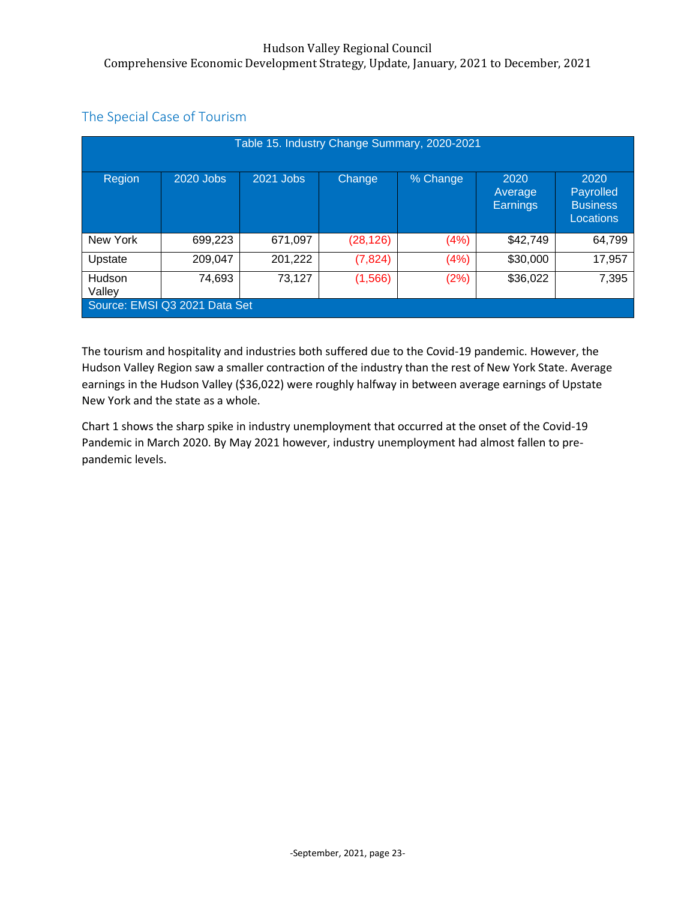## The Special Case of Tourism

Table 15. Industry Change Summary, 2020-2021

| Region | 2020 Jobs | 2021 Jobs | Change | % Change | 2020 Average Earnings | 2020 Payrolled Business Locations |
|---|---|---|---|---|---|---|
| New York | 699,223 | 671,097 | (28,126) | (4%) | $42,749 | 64,799 |
| Upstate | 209,047 | 201,222 | (7,824) | (4%) | $30,000 | 17,957 |
| Hudson Valley | 74,693 | 73,127 | (1,566) | (2%) | $36,022 | 7,395 |

Source: EMSI Q3 2021 Data Set

The tourism and hospitality and industries both suffered due to the Covid-19 pandemic. However, the Hudson Valley Region saw a smaller contraction of the industry than the rest of New York State. Average earnings in the Hudson Valley ($36,022) were roughly halfway in between average earnings of Upstate New York and the state as a whole.

Chart 1 shows the sharp spike in industry unemployment that occurred at the onset of the Covid-19 Pandemic in March 2020. By May 2021 however, industry unemployment had almost fallen to pre-pandemic levels.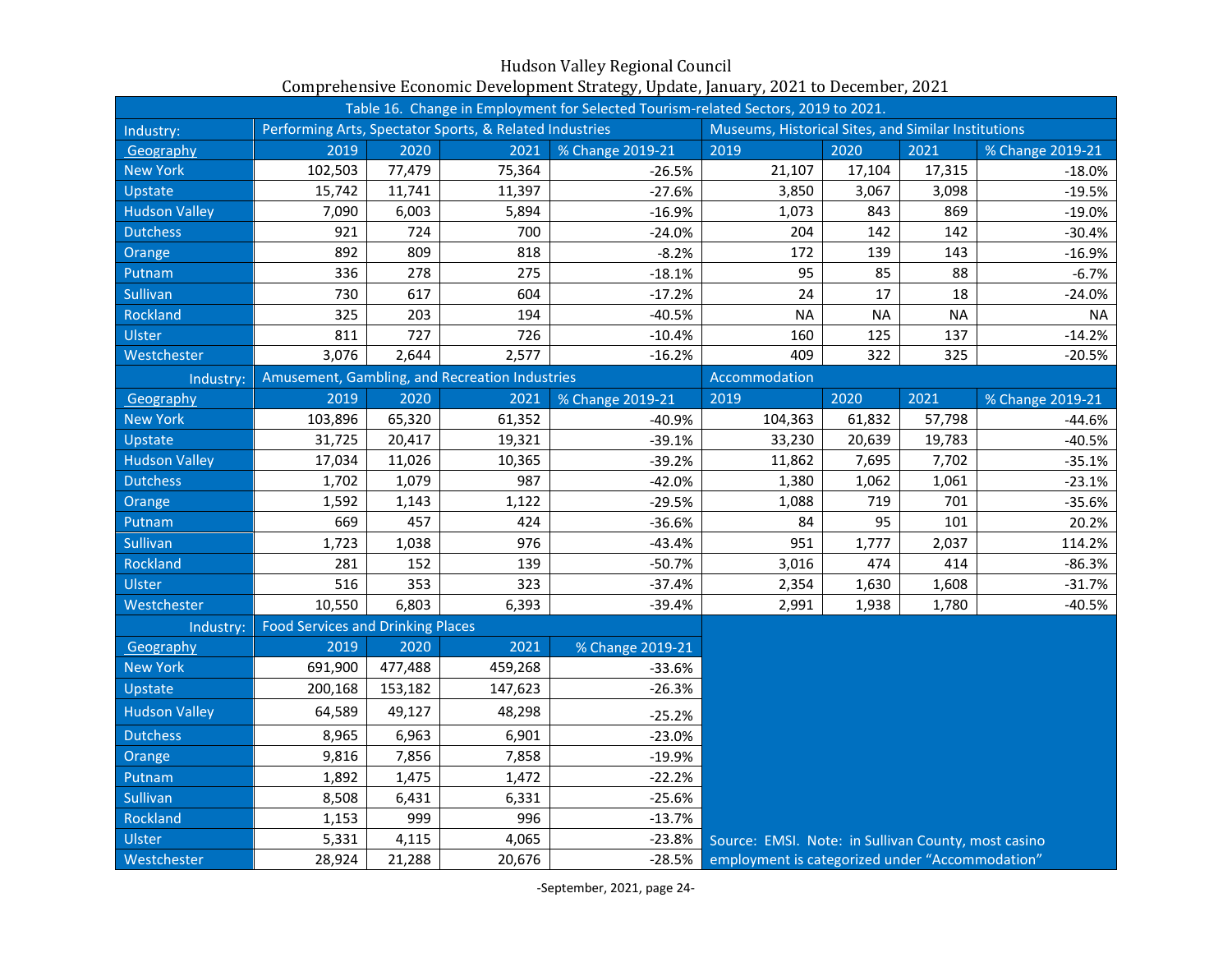# Hudson Valley Regional Council
## Comprehensive Economic Development Strategy, Update, January, 2021 to December, 2021

**Table 16. Change in Employment for Selected Tourism-related Sectors, 2019 to 2021.**

| Industry: | Performing Arts, Spectator Sports, & Related Industries | | | | Museums, Historical Sites, and Similar Institutions | | | |
|---|---|---|---|---|---|---|---|---|
| Geography | 2019 | 2020 | 2021 | % Change 2019-21 | 2019 | 2020 | 2021 | % Change 2019-21 |
| New York | 102,503 | 77,479 | 75,364 | -26.5% | 21,107 | 17,104 | 17,315 | -18.0% |
| Upstate | 15,742 | 11,741 | 11,397 | -27.6% | 3,850 | 3,067 | 3,098 | -19.5% |
| Hudson Valley | 7,090 | 6,003 | 5,894 | -16.9% | 1,073 | 843 | 869 | -19.0% |
| Dutchess | 921 | 724 | 700 | -24.0% | 204 | 142 | 142 | -30.4% |
| Orange | 892 | 809 | 818 | -8.2% | 172 | 139 | 143 | -16.9% |
| Putnam | 336 | 278 | 275 | -18.1% | 95 | 85 | 88 | -6.7% |
| Sullivan | 730 | 617 | 604 | -17.2% | 24 | 17 | 18 | -24.0% |
| Rockland | 325 | 203 | 194 | -40.5% | NA | NA | NA | NA |
| Ulster | 811 | 727 | 726 | -10.4% | 160 | 125 | 137 | -14.2% |
| Westchester | 3,076 | 2,644 | 2,577 | -16.2% | 409 | 322 | 325 | -20.5% |
| **Industry:** | **Amusement, Gambling, and Recreation Industries** | | | | **Accommodation** | | | |
| Geography | 2019 | 2020 | 2021 | % Change 2019-21 | 2019 | 2020 | 2021 | % Change 2019-21 |
| New York | 103,896 | 65,320 | 61,352 | -40.9% | 104,363 | 61,832 | 57,798 | -44.6% |
| Upstate | 31,725 | 20,417 | 19,321 | -39.1% | 33,230 | 20,639 | 19,783 | -40.5% |
| Hudson Valley | 17,034 | 11,026 | 10,365 | -39.2% | 11,862 | 7,695 | 7,702 | -35.1% |
| Dutchess | 1,702 | 1,079 | 987 | -42.0% | 1,380 | 1,062 | 1,061 | -23.1% |
| Orange | 1,592 | 1,143 | 1,122 | -29.5% | 1,088 | 719 | 701 | -35.6% |
| Putnam | 669 | 457 | 424 | -36.6% | 84 | 95 | 101 | 20.2% |
| Sullivan | 1,723 | 1,038 | 976 | -43.4% | 951 | 1,777 | 2,037 | 114.2% |
| Rockland | 281 | 152 | 139 | -50.7% | 3,016 | 474 | 414 | -86.3% |
| Ulster | 516 | 353 | 323 | -37.4% | 2,354 | 1,630 | 1,608 | -31.7% |
| Westchester | 10,550 | 6,803 | 6,393 | -39.4% | 2,991 | 1,938 | 1,780 | -40.5% |
| **Industry:** | **Food Services and Drinking Places** | | | | | | | |
| Geography | 2019 | 2020 | 2021 | % Change 2019-21 | | | | |
| New York | 691,900 | 477,488 | 459,268 | -33.6% | | | | |
| Upstate | 200,168 | 153,182 | 147,623 | -26.3% | | | | |
| Hudson Valley | 64,589 | 49,127 | 48,298 | -25.2% | | | | |
| Dutchess | 8,965 | 6,963 | 6,901 | -23.0% | | | | |
| Orange | 9,816 | 7,856 | 7,858 | -19.9% | | | | |
| Putnam | 1,892 | 1,475 | 1,472 | -22.2% | | | | |
| Sullivan | 8,508 | 6,431 | 6,331 | -25.6% | | | | |
| Rockland | 1,153 | 999 | 996 | -13.7% | | | | |
| Ulster | 5,331 | 4,115 | 4,065 | -23.8% | | | | |
| Westchester | 28,924 | 21,288 | 20,676 | -28.5% | | | | |

Source: EMSI. Note: in Sullivan County, most casino employment is categorized under "Accommodation"

-September, 2021, page 24-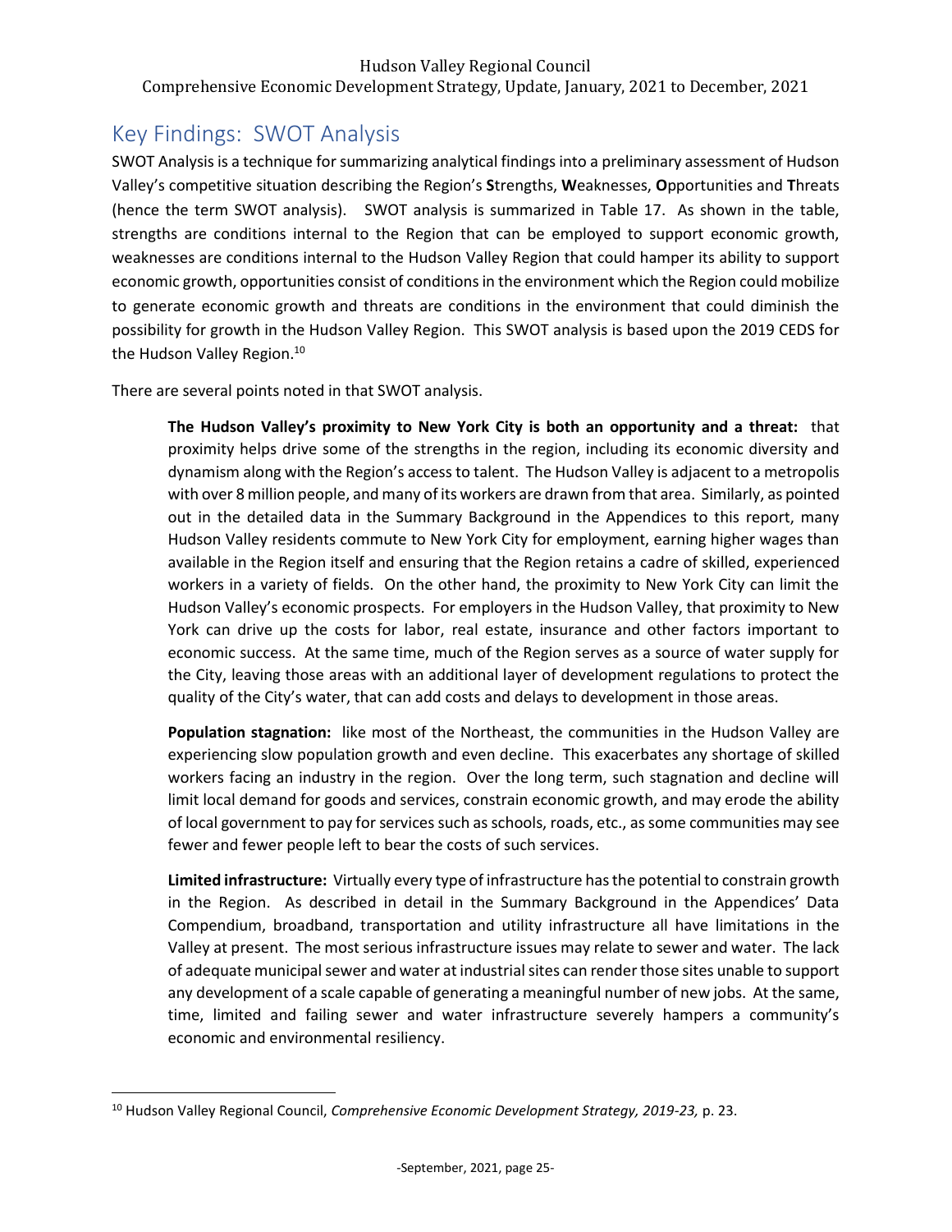## Key Findings: SWOT Analysis

SWOT Analysis is a technique for summarizing analytical findings into a preliminary assessment of Hudson Valley's competitive situation describing the Region's **S**trengths, **W**eaknesses, **O**pportunities and **T**hreats (hence the term SWOT analysis). SWOT analysis is summarized in Table 17. As shown in the table, strengths are conditions internal to the Region that can be employed to support economic growth, weaknesses are conditions internal to the Hudson Valley Region that could hamper its ability to support economic growth, opportunities consist of conditions in the environment which the Region could mobilize to generate economic growth and threats are conditions in the environment that could diminish the possibility for growth in the Hudson Valley Region. This SWOT analysis is based upon the 2019 CEDS for the Hudson Valley Region.[10]

There are several points noted in that SWOT analysis.

> **The Hudson Valley's proximity to New York City is both an opportunity and a threat:** that proximity helps drive some of the strengths in the region, including its economic diversity and dynamism along with the Region's access to talent. The Hudson Valley is adjacent to a metropolis with over 8 million people, and many of its workers are drawn from that area. Similarly, as pointed out in the detailed data in the Summary Background in the Appendices to this report, many Hudson Valley residents commute to New York City for employment, earning higher wages than available in the Region itself and ensuring that the Region retains a cadre of skilled, experienced workers in a variety of fields. On the other hand, the proximity to New York City can limit the Hudson Valley's economic prospects. For employers in the Hudson Valley, that proximity to New York can drive up the costs for labor, real estate, insurance and other factors important to economic success. At the same time, much of the Region serves as a source of water supply for the City, leaving those areas with an additional layer of development regulations to protect the quality of the City's water, that can add costs and delays to development in those areas.
>
> **Population stagnation:** like most of the Northeast, the communities in the Hudson Valley are experiencing slow population growth and even decline. This exacerbates any shortage of skilled workers facing an industry in the region. Over the long term, such stagnation and decline will limit local demand for goods and services, constrain economic growth, and may erode the ability of local government to pay for services such as schools, roads, etc., as some communities may see fewer and fewer people left to bear the costs of such services.
>
> **Limited infrastructure:** Virtually every type of infrastructure has the potential to constrain growth in the Region. As described in detail in the Summary Background in the Appendices' Data Compendium, broadband, transportation and utility infrastructure all have limitations in the Valley at present. The most serious infrastructure issues may relate to sewer and water. The lack of adequate municipal sewer and water at industrial sites can render those sites unable to support any development of a scale capable of generating a meaningful number of new jobs. At the same, time, limited and failing sewer and water infrastructure severely hampers a community's economic and environmental resiliency.

[10] Hudson Valley Regional Council, *Comprehensive Economic Development Strategy, 2019-23,* p. 23.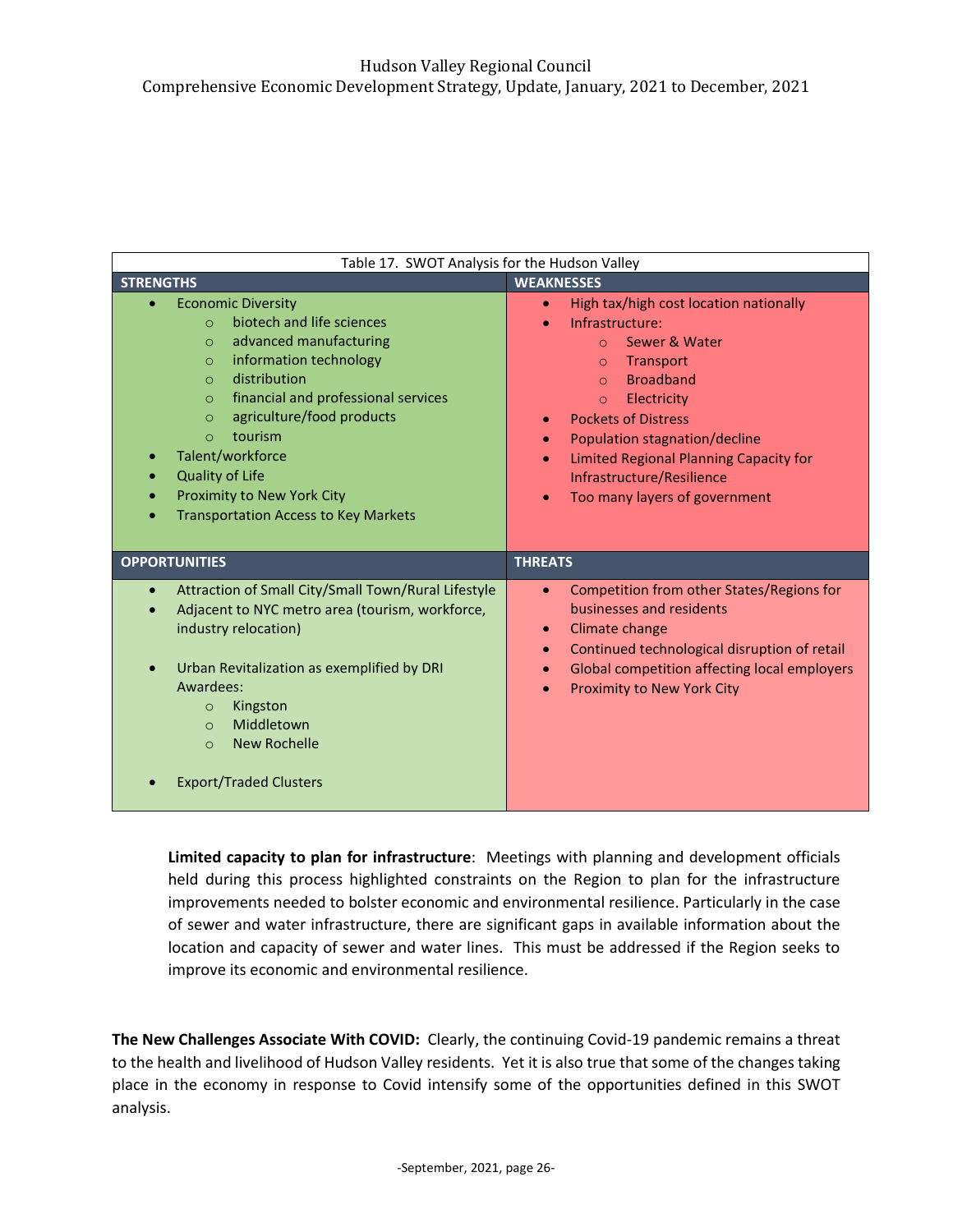| Table 17. SWOT Analysis for the Hudson Valley | |
|---|---|
| **STRENGTHS** | **WEAKNESSES** |
| • Economic Diversity<br>  ○ biotech and life sciences<br>  ○ advanced manufacturing<br>  ○ information technology<br>  ○ distribution<br>  ○ financial and professional services<br>  ○ agriculture/food products<br>  ○ tourism<br>• Talent/workforce<br>• Quality of Life<br>• Proximity to New York City<br>• Transportation Access to Key Markets | • High tax/high cost location nationally<br>• Infrastructure:<br>  ○ Sewer & Water<br>  ○ Transport<br>  ○ Broadband<br>  ○ Electricity<br>• Pockets of Distress<br>• Population stagnation/decline<br>• Limited Regional Planning Capacity for Infrastructure/Resilience<br>• Too many layers of government |
| **OPPORTUNITIES** | **THREATS** |
| • Attraction of Small City/Small Town/Rural Lifestyle<br>• Adjacent to NYC metro area (tourism, workforce, industry relocation)<br>• Urban Revitalization as exemplified by DRI Awardees:<br>  ○ Kingston<br>  ○ Middletown<br>  ○ New Rochelle<br>• Export/Traded Clusters | • Competition from other States/Regions for businesses and residents<br>• Climate change<br>• Continued technological disruption of retail<br>• Global competition affecting local employers<br>• Proximity to New York City |

**Limited capacity to plan for infrastructure**: Meetings with planning and development officials held during this process highlighted constraints on the Region to plan for the infrastructure improvements needed to bolster economic and environmental resilience. Particularly in the case of sewer and water infrastructure, there are significant gaps in available information about the location and capacity of sewer and water lines. This must be addressed if the Region seeks to improve its economic and environmental resilience.

**The New Challenges Associate With COVID:** Clearly, the continuing Covid-19 pandemic remains a threat to the health and livelihood of Hudson Valley residents. Yet it is also true that some of the changes taking place in the economy in response to Covid intensify some of the opportunities defined in this SWOT analysis.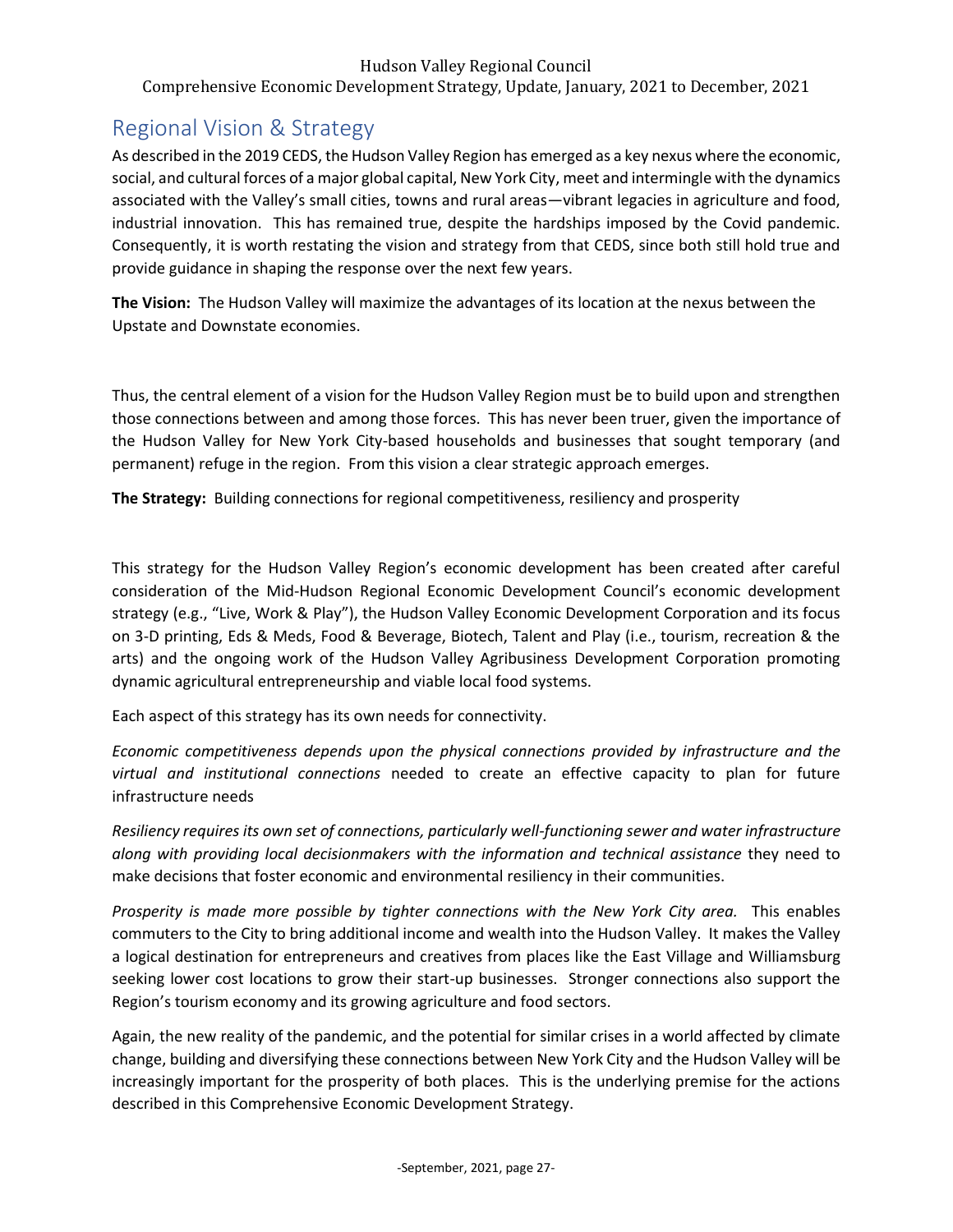## Regional Vision & Strategy

As described in the 2019 CEDS, the Hudson Valley Region has emerged as a key nexus where the economic, social, and cultural forces of a major global capital, New York City, meet and intermingle with the dynamics associated with the Valley's small cities, towns and rural areas—vibrant legacies in agriculture and food, industrial innovation. This has remained true, despite the hardships imposed by the Covid pandemic. Consequently, it is worth restating the vision and strategy from that CEDS, since both still hold true and provide guidance in shaping the response over the next few years.

**The Vision:** The Hudson Valley will maximize the advantages of its location at the nexus between the Upstate and Downstate economies.

Thus, the central element of a vision for the Hudson Valley Region must be to build upon and strengthen those connections between and among those forces. This has never been truer, given the importance of the Hudson Valley for New York City-based households and businesses that sought temporary (and permanent) refuge in the region. From this vision a clear strategic approach emerges.

**The Strategy:** Building connections for regional competitiveness, resiliency and prosperity

This strategy for the Hudson Valley Region's economic development has been created after careful consideration of the Mid-Hudson Regional Economic Development Council's economic development strategy (e.g., "Live, Work & Play"), the Hudson Valley Economic Development Corporation and its focus on 3-D printing, Eds & Meds, Food & Beverage, Biotech, Talent and Play (i.e., tourism, recreation & the arts) and the ongoing work of the Hudson Valley Agribusiness Development Corporation promoting dynamic agricultural entrepreneurship and viable local food systems.

Each aspect of this strategy has its own needs for connectivity.

*Economic competitiveness depends upon the physical connections provided by infrastructure and the virtual and institutional connections* needed to create an effective capacity to plan for future infrastructure needs

*Resiliency requires its own set of connections, particularly well-functioning sewer and water infrastructure along with providing local decisionmakers with the information and technical assistance* they need to make decisions that foster economic and environmental resiliency in their communities.

*Prosperity is made more possible by tighter connections with the New York City area.* This enables commuters to the City to bring additional income and wealth into the Hudson Valley. It makes the Valley a logical destination for entrepreneurs and creatives from places like the East Village and Williamsburg seeking lower cost locations to grow their start-up businesses. Stronger connections also support the Region's tourism economy and its growing agriculture and food sectors.

Again, the new reality of the pandemic, and the potential for similar crises in a world affected by climate change, building and diversifying these connections between New York City and the Hudson Valley will be increasingly important for the prosperity of both places. This is the underlying premise for the actions described in this Comprehensive Economic Development Strategy.